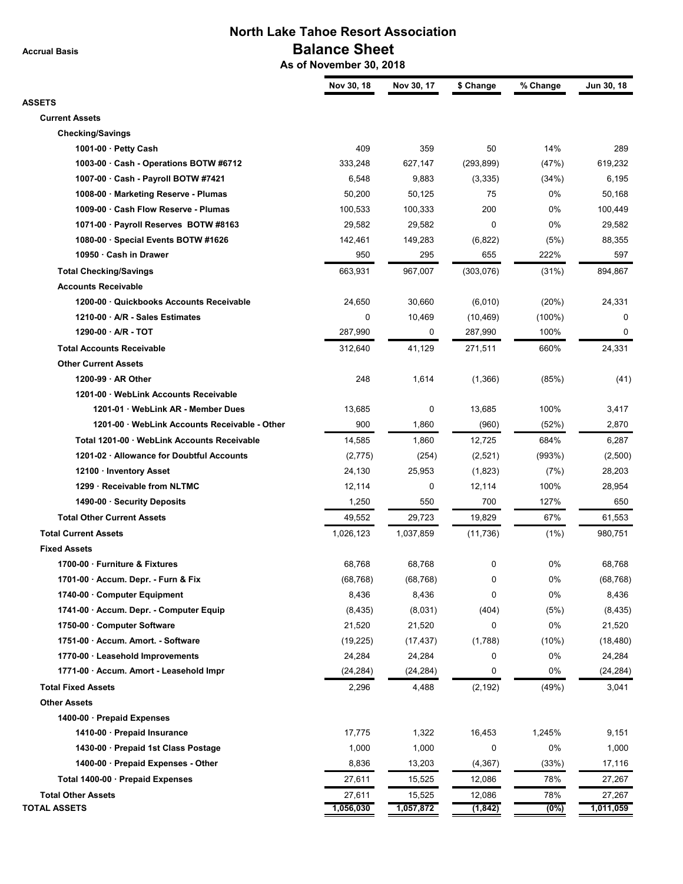# North Lake Tahoe Resort Association

## Balance Sheet

**As of November 30, 2018**

Accrual Basis

| | Nov 30, 18 | Nov 30, 17 | $ Change | % Change | Jun 30, 18 |
|---|---|---|---|---|---|
| **ASSETS** | | | | | |
| **Current Assets** | | | | | |
| **Checking/Savings** | | | | | |
| 1001-00 · Petty Cash | 409 | 359 | 50 | 14% | 289 |
| 1003-00 · Cash - Operations BOTW #6712 | 333,248 | 627,147 | (293,899) | (47%) | 619,232 |
| 1007-00 · Cash - Payroll BOTW #7421 | 6,548 | 9,883 | (3,335) | (34%) | 6,195 |
| 1008-00 · Marketing Reserve - Plumas | 50,200 | 50,125 | 75 | 0% | 50,168 |
| 1009-00 · Cash Flow Reserve - Plumas | 100,533 | 100,333 | 200 | 0% | 100,449 |
| 1071-00 · Payroll Reserves BOTW #8163 | 29,582 | 29,582 | 0 | 0% | 29,582 |
| 1080-00 · Special Events BOTW #1626 | 142,461 | 149,283 | (6,822) | (5%) | 88,355 |
| 10950 · Cash in Drawer | 950 | 295 | 655 | 222% | 597 |
| **Total Checking/Savings** | 663,931 | 967,007 | (303,076) | (31%) | 894,867 |
| **Accounts Receivable** | | | | | |
| 1200-00 · Quickbooks Accounts Receivable | 24,650 | 30,660 | (6,010) | (20%) | 24,331 |
| 1210-00 · A/R - Sales Estimates | 0 | 10,469 | (10,469) | (100%) | 0 |
| 1290-00 · A/R - TOT | 287,990 | 0 | 287,990 | 100% | 0 |
| **Total Accounts Receivable** | 312,640 | 41,129 | 271,511 | 660% | 24,331 |
| **Other Current Assets** | | | | | |
| 1200-99 · AR Other | 248 | 1,614 | (1,366) | (85%) | (41) |
| 1201-00 · WebLink Accounts Receivable | | | | | |
| 1201-01 · WebLink AR - Member Dues | 13,685 | 0 | 13,685 | 100% | 3,417 |
| 1201-00 · WebLink Accounts Receivable - Other | 900 | 1,860 | (960) | (52%) | 2,870 |
| Total 1201-00 · WebLink Accounts Receivable | 14,585 | 1,860 | 12,725 | 684% | 6,287 |
| 1201-02 · Allowance for Doubtful Accounts | (2,775) | (254) | (2,521) | (993%) | (2,500) |
| 12100 · Inventory Asset | 24,130 | 25,953 | (1,823) | (7%) | 28,203 |
| 1299 · Receivable from NLTMC | 12,114 | 0 | 12,114 | 100% | 28,954 |
| 1490-00 · Security Deposits | 1,250 | 550 | 700 | 127% | 650 |
| **Total Other Current Assets** | 49,552 | 29,723 | 19,829 | 67% | 61,553 |
| **Total Current Assets** | 1,026,123 | 1,037,859 | (11,736) | (1%) | 980,751 |
| **Fixed Assets** | | | | | |
| 1700-00 · Furniture & Fixtures | 68,768 | 68,768 | 0 | 0% | 68,768 |
| 1701-00 · Accum. Depr. - Furn & Fix | (68,768) | (68,768) | 0 | 0% | (68,768) |
| 1740-00 · Computer Equipment | 8,436 | 8,436 | 0 | 0% | 8,436 |
| 1741-00 · Accum. Depr. - Computer Equip | (8,435) | (8,031) | (404) | (5%) | (8,435) |
| 1750-00 · Computer Software | 21,520 | 21,520 | 0 | 0% | 21,520 |
| 1751-00 · Accum. Amort. - Software | (19,225) | (17,437) | (1,788) | (10%) | (18,480) |
| 1770-00 · Leasehold Improvements | 24,284 | 24,284 | 0 | 0% | 24,284 |
| 1771-00 · Accum. Amort - Leasehold Impr | (24,284) | (24,284) | 0 | 0% | (24,284) |
| **Total Fixed Assets** | 2,296 | 4,488 | (2,192) | (49%) | 3,041 |
| **Other Assets** | | | | | |
| 1400-00 · Prepaid Expenses | | | | | |
| 1410-00 · Prepaid Insurance | 17,775 | 1,322 | 16,453 | 1,245% | 9,151 |
| 1430-00 · Prepaid 1st Class Postage | 1,000 | 1,000 | 0 | 0% | 1,000 |
| 1400-00 · Prepaid Expenses - Other | 8,836 | 13,203 | (4,367) | (33%) | 17,116 |
| Total 1400-00 · Prepaid Expenses | 27,611 | 15,525 | 12,086 | 78% | 27,267 |
| **Total Other Assets** | 27,611 | 15,525 | 12,086 | 78% | 27,267 |
| **TOTAL ASSETS** | 1,056,030 | 1,057,872 | (1,842) | (0%) | 1,011,059 |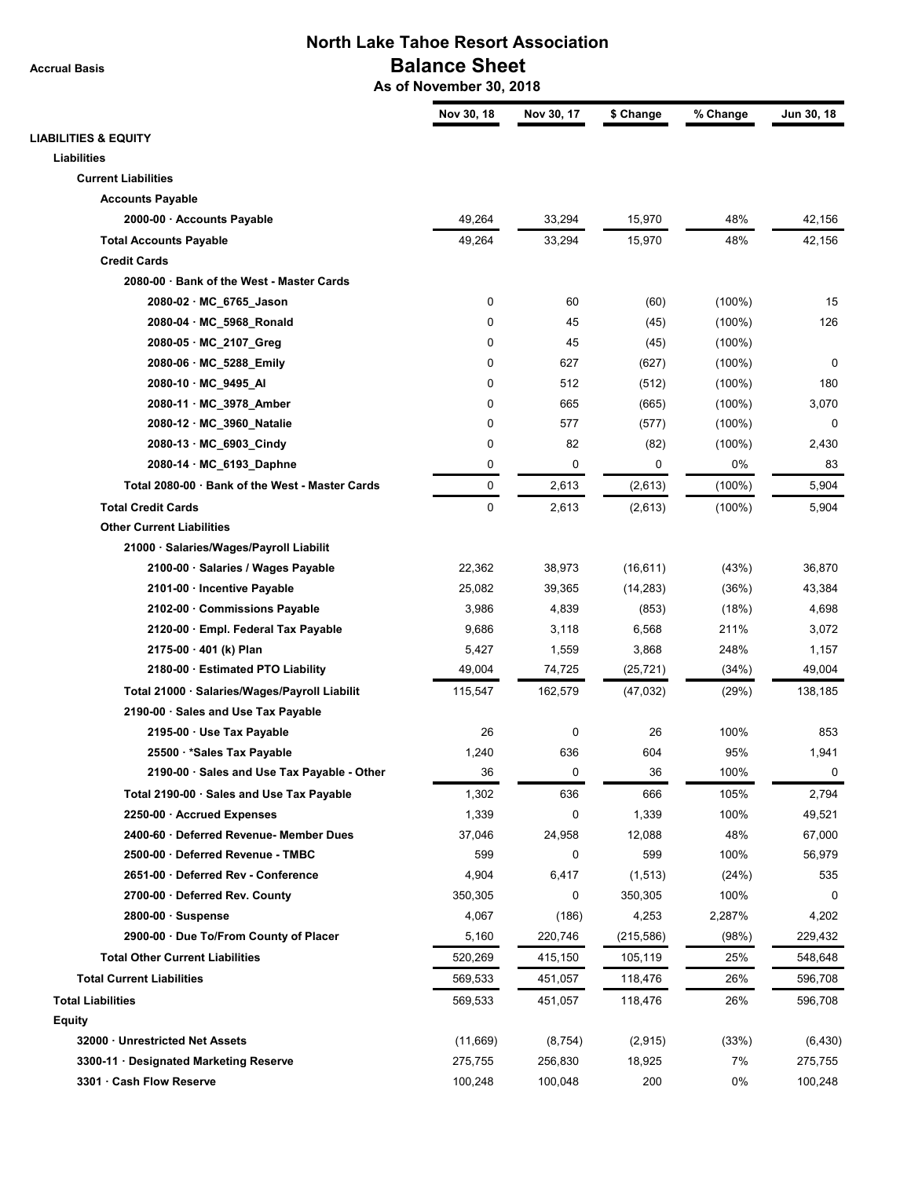# North Lake Tahoe Resort Association

Accrual Basis

## Balance Sheet

### As of November 30, 2018

| | Nov 30, 18 | Nov 30, 17 | $ Change | % Change | Jun 30, 18 |
|---|---|---|---|---|---|
| **LIABILITIES & EQUITY** | | | | | |
| **Liabilities** | | | | | |
| **Current Liabilities** | | | | | |
| **Accounts Payable** | | | | | |
| **2000-00 · Accounts Payable** | 49,264 | 33,294 | 15,970 | 48% | 42,156 |
| **Total Accounts Payable** | 49,264 | 33,294 | 15,970 | 48% | 42,156 |
| **Credit Cards** | | | | | |
| **2080-00 · Bank of the West - Master Cards** | | | | | |
| **2080-02 · MC_6765_Jason** | 0 | 60 | (60) | (100%) | 15 |
| **2080-04 · MC_5968_Ronald** | 0 | 45 | (45) | (100%) | 126 |
| **2080-05 · MC_2107_Greg** | 0 | 45 | (45) | (100%) | |
| **2080-06 · MC_5288_Emily** | 0 | 627 | (627) | (100%) | 0 |
| **2080-10 · MC_9495_Al** | 0 | 512 | (512) | (100%) | 180 |
| **2080-11 · MC_3978_Amber** | 0 | 665 | (665) | (100%) | 3,070 |
| **2080-12 · MC_3960_Natalie** | 0 | 577 | (577) | (100%) | 0 |
| **2080-13 · MC_6903_Cindy** | 0 | 82 | (82) | (100%) | 2,430 |
| **2080-14 · MC_6193_Daphne** | 0 | 0 | 0 | 0% | 83 |
| **Total 2080-00 · Bank of the West - Master Cards** | 0 | 2,613 | (2,613) | (100%) | 5,904 |
| **Total Credit Cards** | 0 | 2,613 | (2,613) | (100%) | 5,904 |
| **Other Current Liabilities** | | | | | |
| **21000 · Salaries/Wages/Payroll Liabilit** | | | | | |
| **2100-00 · Salaries / Wages Payable** | 22,362 | 38,973 | (16,611) | (43%) | 36,870 |
| **2101-00 · Incentive Payable** | 25,082 | 39,365 | (14,283) | (36%) | 43,384 |
| **2102-00 · Commissions Payable** | 3,986 | 4,839 | (853) | (18%) | 4,698 |
| **2120-00 · Empl. Federal Tax Payable** | 9,686 | 3,118 | 6,568 | 211% | 3,072 |
| **2175-00 · 401 (k) Plan** | 5,427 | 1,559 | 3,868 | 248% | 1,157 |
| **2180-00 · Estimated PTO Liability** | 49,004 | 74,725 | (25,721) | (34%) | 49,004 |
| **Total 21000 · Salaries/Wages/Payroll Liabilit** | 115,547 | 162,579 | (47,032) | (29%) | 138,185 |
| **2190-00 · Sales and Use Tax Payable** | | | | | |
| **2195-00 · Use Tax Payable** | 26 | 0 | 26 | 100% | 853 |
| **25500 · *Sales Tax Payable** | 1,240 | 636 | 604 | 95% | 1,941 |
| **2190-00 · Sales and Use Tax Payable - Other** | 36 | 0 | 36 | 100% | 0 |
| **Total 2190-00 · Sales and Use Tax Payable** | 1,302 | 636 | 666 | 105% | 2,794 |
| **2250-00 · Accrued Expenses** | 1,339 | 0 | 1,339 | 100% | 49,521 |
| **2400-60 · Deferred Revenue- Member Dues** | 37,046 | 24,958 | 12,088 | 48% | 67,000 |
| **2500-00 · Deferred Revenue - TMBC** | 599 | 0 | 599 | 100% | 56,979 |
| **2651-00 · Deferred Rev - Conference** | 4,904 | 6,417 | (1,513) | (24%) | 535 |
| **2700-00 · Deferred Rev. County** | 350,305 | 0 | 350,305 | 100% | 0 |
| **2800-00 · Suspense** | 4,067 | (186) | 4,253 | 2,287% | 4,202 |
| **2900-00 · Due To/From County of Placer** | 5,160 | 220,746 | (215,586) | (98%) | 229,432 |
| **Total Other Current Liabilities** | 520,269 | 415,150 | 105,119 | 25% | 548,648 |
| **Total Current Liabilities** | 569,533 | 451,057 | 118,476 | 26% | 596,708 |
| **Total Liabilities** | 569,533 | 451,057 | 118,476 | 26% | 596,708 |
| **Equity** | | | | | |
| **32000 · Unrestricted Net Assets** | (11,669) | (8,754) | (2,915) | (33%) | (6,430) |
| **3300-11 · Designated Marketing Reserve** | 275,755 | 256,830 | 18,925 | 7% | 275,755 |
| **3301 · Cash Flow Reserve** | 100,248 | 100,048 | 200 | 0% | 100,248 |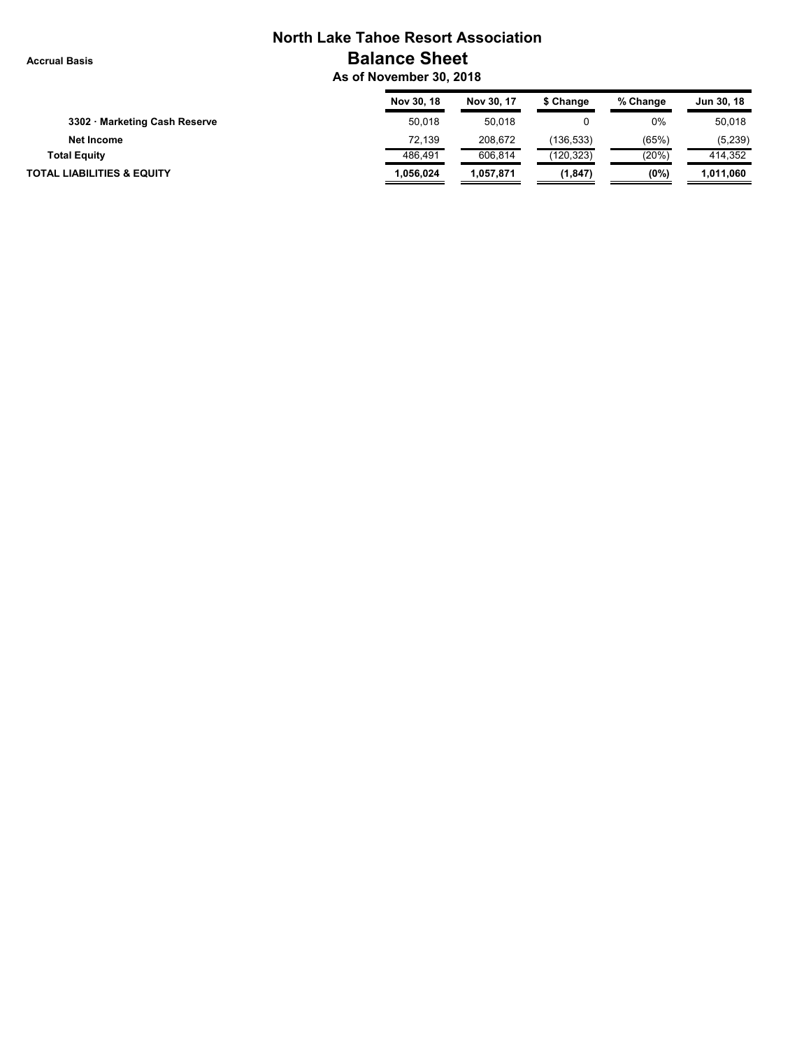# North Lake Tahoe Resort Association

## Balance Sheet

**Accrual Basis**

**As of November 30, 2018**

| | Nov 30, 18 | Nov 30, 17 | $ Change | % Change | Jun 30, 18 |
|---|---|---|---|---|---|
| **3302 · Marketing Cash Reserve** | 50,018 | 50,018 | 0 | 0% | 50,018 |
| **Net Income** | 72,139 | 208,672 | (136,533) | (65%) | (5,239) |
| **Total Equity** | 486,491 | 606,814 | (120,323) | (20%) | 414,352 |
| **TOTAL LIABILITIES & EQUITY** | **1,056,024** | **1,057,871** | **(1,847)** | **(0%)** | **1,011,060** |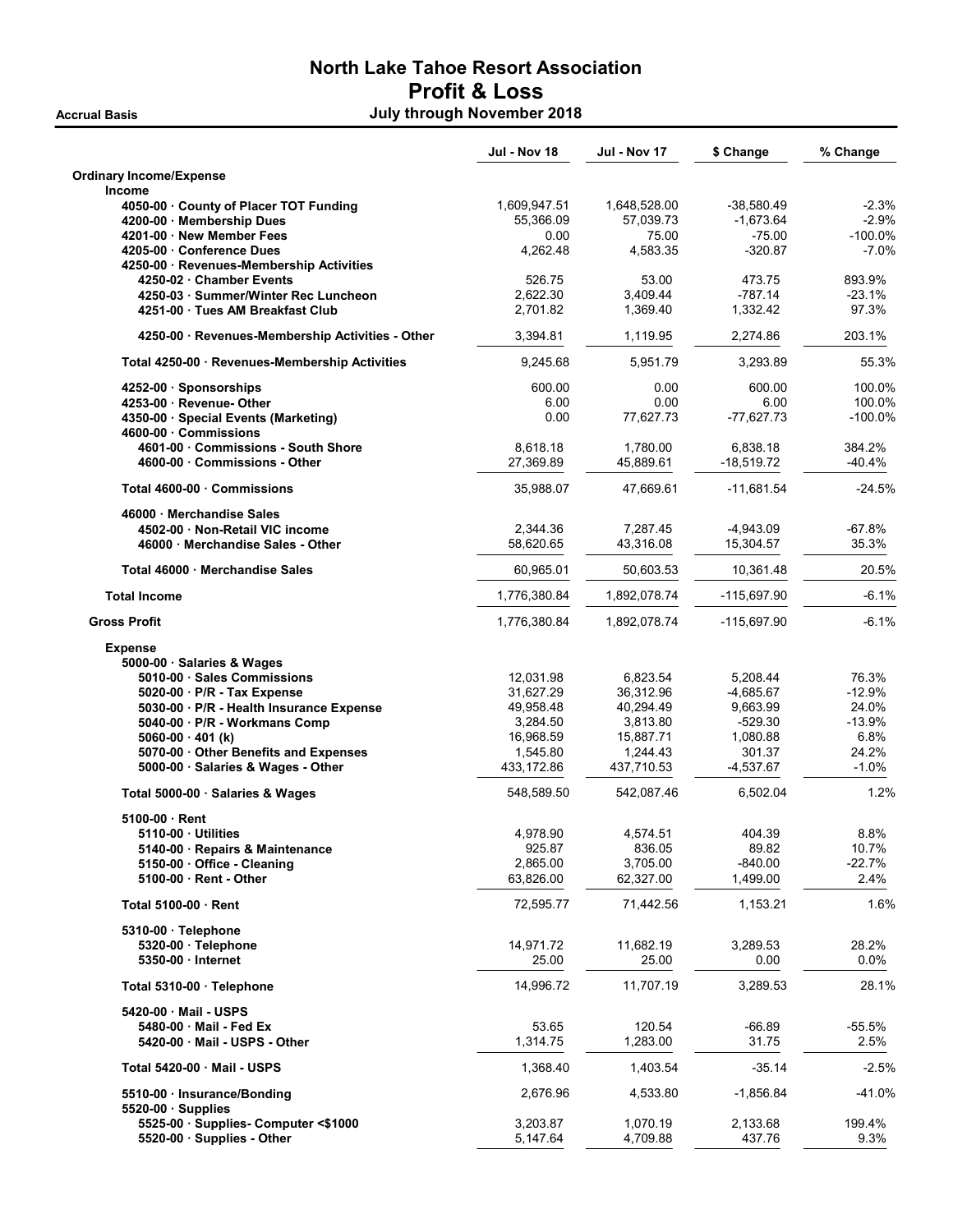# North Lake Tahoe Resort Association

## Profit & Loss

**Accrual Basis** — July through November 2018

| | Jul - Nov 18 | Jul - Nov 17 | $ Change | % Change |
|---|---|---|---|---|
| **Ordinary Income/Expense** | | | | |
| **Income** | | | | |
| 4050-00 · County of Placer TOT Funding | 1,609,947.51 | 1,648,528.00 | -38,580.49 | -2.3% |
| 4200-00 · Membership Dues | 55,366.09 | 57,039.73 | -1,673.64 | -2.9% |
| 4201-00 · New Member Fees | 0.00 | 75.00 | -75.00 | -100.0% |
| 4205-00 · Conference Dues | 4,262.48 | 4,583.35 | -320.87 | -7.0% |
| 4250-00 · Revenues-Membership Activities | | | | |
| 4250-02 · Chamber Events | 526.75 | 53.00 | 473.75 | 893.9% |
| 4250-03 · Summer/Winter Rec Luncheon | 2,622.30 | 3,409.44 | -787.14 | -23.1% |
| 4251-00 · Tues AM Breakfast Club | 2,701.82 | 1,369.40 | 1,332.42 | 97.3% |
| 4250-00 · Revenues-Membership Activities - Other | 3,394.81 | 1,119.95 | 2,274.86 | 203.1% |
| Total 4250-00 · Revenues-Membership Activities | 9,245.68 | 5,951.79 | 3,293.89 | 55.3% |
| 4252-00 · Sponsorships | 600.00 | 0.00 | 600.00 | 100.0% |
| 4253-00 · Revenue- Other | 6.00 | 0.00 | 6.00 | 100.0% |
| 4350-00 · Special Events (Marketing) | 0.00 | 77,627.73 | -77,627.73 | -100.0% |
| 4600-00 · Commissions | | | | |
| 4601-00 · Commissions - South Shore | 8,618.18 | 1,780.00 | 6,838.18 | 384.2% |
| 4600-00 · Commissions - Other | 27,369.89 | 45,889.61 | -18,519.72 | -40.4% |
| Total 4600-00 · Commissions | 35,988.07 | 47,669.61 | -11,681.54 | -24.5% |
| 46000 · Merchandise Sales | | | | |
| 4502-00 · Non-Retail VIC income | 2,344.36 | 7,287.45 | -4,943.09 | -67.8% |
| 46000 · Merchandise Sales - Other | 58,620.65 | 43,316.08 | 15,304.57 | 35.3% |
| Total 46000 · Merchandise Sales | 60,965.01 | 50,603.53 | 10,361.48 | 20.5% |
| **Total Income** | 1,776,380.84 | 1,892,078.74 | -115,697.90 | -6.1% |
| **Gross Profit** | 1,776,380.84 | 1,892,078.74 | -115,697.90 | -6.1% |
| **Expense** | | | | |
| 5000-00 · Salaries & Wages | | | | |
| 5010-00 · Sales Commissions | 12,031.98 | 6,823.54 | 5,208.44 | 76.3% |
| 5020-00 · P/R - Tax Expense | 31,627.29 | 36,312.96 | -4,685.67 | -12.9% |
| 5030-00 · P/R - Health Insurance Expense | 49,958.48 | 40,294.49 | 9,663.99 | 24.0% |
| 5040-00 · P/R - Workmans Comp | 3,284.50 | 3,813.80 | -529.30 | -13.9% |
| 5060-00 · 401 (k) | 16,968.59 | 15,887.71 | 1,080.88 | 6.8% |
| 5070-00 · Other Benefits and Expenses | 1,545.80 | 1,244.43 | 301.37 | 24.2% |
| 5000-00 · Salaries & Wages - Other | 433,172.86 | 437,710.53 | -4,537.67 | -1.0% |
| Total 5000-00 · Salaries & Wages | 548,589.50 | 542,087.46 | 6,502.04 | 1.2% |
| 5100-00 · Rent | | | | |
| 5110-00 · Utilities | 4,978.90 | 4,574.51 | 404.39 | 8.8% |
| 5140-00 · Repairs & Maintenance | 925.87 | 836.05 | 89.82 | 10.7% |
| 5150-00 · Office - Cleaning | 2,865.00 | 3,705.00 | -840.00 | -22.7% |
| 5100-00 · Rent - Other | 63,826.00 | 62,327.00 | 1,499.00 | 2.4% |
| Total 5100-00 · Rent | 72,595.77 | 71,442.56 | 1,153.21 | 1.6% |
| 5310-00 · Telephone | | | | |
| 5320-00 · Telephone | 14,971.72 | 11,682.19 | 3,289.53 | 28.2% |
| 5350-00 · Internet | 25.00 | 25.00 | 0.00 | 0.0% |
| Total 5310-00 · Telephone | 14,996.72 | 11,707.19 | 3,289.53 | 28.1% |
| 5420-00 · Mail - USPS | | | | |
| 5480-00 · Mail - Fed Ex | 53.65 | 120.54 | -66.89 | -55.5% |
| 5420-00 · Mail - USPS - Other | 1,314.75 | 1,283.00 | 31.75 | 2.5% |
| Total 5420-00 · Mail - USPS | 1,368.40 | 1,403.54 | -35.14 | -2.5% |
| 5510-00 · Insurance/Bonding | 2,676.96 | 4,533.80 | -1,856.84 | -41.0% |
| 5520-00 · Supplies | | | | |
| 5525-00 · Supplies- Computer <$1000 | 3,203.87 | 1,070.19 | 2,133.68 | 199.4% |
| 5520-00 · Supplies - Other | 5,147.64 | 4,709.88 | 437.76 | 9.3% |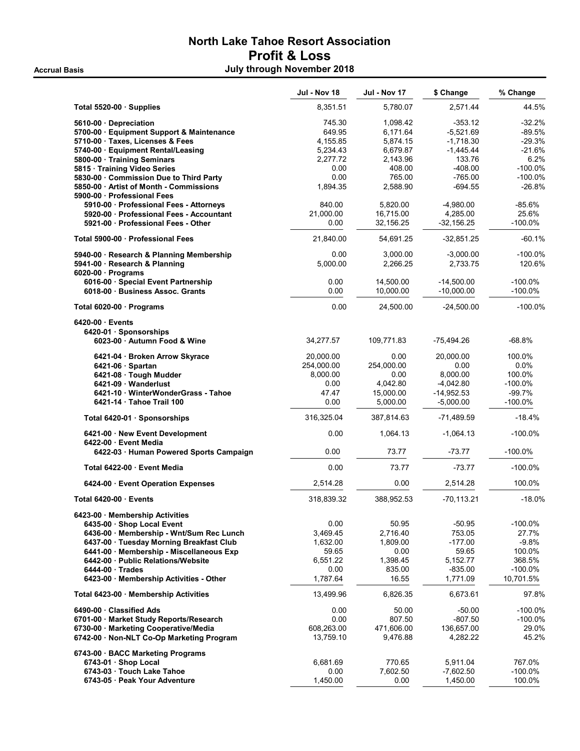# North Lake Tahoe Resort Association
## Profit & Loss
### July through November 2018

Accrual Basis

| | Jul - Nov 18 | Jul - Nov 17 | $ Change | % Change |
|---|---|---|---|---|
| **Total 5520-00 · Supplies** | 8,351.51 | 5,780.07 | 2,571.44 | 44.5% |
| 5610-00 · Depreciation | 745.30 | 1,098.42 | -353.12 | -32.2% |
| 5700-00 · Equipment Support & Maintenance | 649.95 | 6,171.64 | -5,521.69 | -89.5% |
| 5710-00 · Taxes, Licenses & Fees | 4,155.85 | 5,874.15 | -1,718.30 | -29.3% |
| 5740-00 · Equipment Rental/Leasing | 5,234.43 | 6,679.87 | -1,445.44 | -21.6% |
| 5800-00 · Training Seminars | 2,277.72 | 2,143.96 | 133.76 | 6.2% |
| 5815 · Training Video Series | 0.00 | 408.00 | -408.00 | -100.0% |
| 5830-00 · Commission Due to Third Party | 0.00 | 765.00 | -765.00 | -100.0% |
| 5850-00 · Artist of Month - Commissions | 1,894.35 | 2,588.90 | -694.55 | -26.8% |
| 5900-00 · Professional Fees | | | | |
| 5910-00 · Professional Fees - Attorneys | 840.00 | 5,820.00 | -4,980.00 | -85.6% |
| 5920-00 · Professional Fees - Accountant | 21,000.00 | 16,715.00 | 4,285.00 | 25.6% |
| 5921-00 · Professional Fees - Other | 0.00 | 32,156.25 | -32,156.25 | -100.0% |
| **Total 5900-00 · Professional Fees** | 21,840.00 | 54,691.25 | -32,851.25 | -60.1% |
| 5940-00 · Research & Planning Membership | 0.00 | 3,000.00 | -3,000.00 | -100.0% |
| 5941-00 · Research & Planning | 5,000.00 | 2,266.25 | 2,733.75 | 120.6% |
| 6020-00 · Programs | | | | |
| 6016-00 · Special Event Partnership | 0.00 | 14,500.00 | -14,500.00 | -100.0% |
| 6018-00 · Business Assoc. Grants | 0.00 | 10,000.00 | -10,000.00 | -100.0% |
| **Total 6020-00 · Programs** | 0.00 | 24,500.00 | -24,500.00 | -100.0% |
| 6420-00 · Events | | | | |
| 6420-01 · Sponsorships | | | | |
| 6023-00 · Autumn Food & Wine | 34,277.57 | 109,771.83 | -75,494.26 | -68.8% |
| 6421-04 · Broken Arrow Skyrace | 20,000.00 | 0.00 | 20,000.00 | 100.0% |
| 6421-06 · Spartan | 254,000.00 | 254,000.00 | 0.00 | 0.0% |
| 6421-08 · Tough Mudder | 8,000.00 | 0.00 | 8,000.00 | 100.0% |
| 6421-09 · Wanderlust | 0.00 | 4,042.80 | -4,042.80 | -100.0% |
| 6421-10 · WinterWonderGrass - Tahoe | 47.47 | 15,000.00 | -14,952.53 | -99.7% |
| 6421-14 · Tahoe Trail 100 | 0.00 | 5,000.00 | -5,000.00 | -100.0% |
| **Total 6420-01 · Sponsorships** | 316,325.04 | 387,814.63 | -71,489.59 | -18.4% |
| 6421-00 · New Event Development | 0.00 | 1,064.13 | -1,064.13 | -100.0% |
| 6422-00 · Event Media | | | | |
| 6422-03 · Human Powered Sports Campaign | 0.00 | 73.77 | -73.77 | -100.0% |
| **Total 6422-00 · Event Media** | 0.00 | 73.77 | -73.77 | -100.0% |
| 6424-00 · Event Operation Expenses | 2,514.28 | 0.00 | 2,514.28 | 100.0% |
| **Total 6420-00 · Events** | 318,839.32 | 388,952.53 | -70,113.21 | -18.0% |
| 6423-00 · Membership Activities | | | | |
| 6435-00 · Shop Local Event | 0.00 | 50.95 | -50.95 | -100.0% |
| 6436-00 · Membership - Wnt/Sum Rec Lunch | 3,469.45 | 2,716.40 | 753.05 | 27.7% |
| 6437-00 · Tuesday Morning Breakfast Club | 1,632.00 | 1,809.00 | -177.00 | -9.8% |
| 6441-00 · Membership - Miscellaneous Exp | 59.65 | 0.00 | 59.65 | 100.0% |
| 6442-00 · Public Relations/Website | 6,551.22 | 1,398.45 | 5,152.77 | 368.5% |
| 6444-00 · Trades | 0.00 | 835.00 | -835.00 | -100.0% |
| 6423-00 · Membership Activities - Other | 1,787.64 | 16.55 | 1,771.09 | 10,701.5% |
| **Total 6423-00 · Membership Activities** | 13,499.96 | 6,826.35 | 6,673.61 | 97.8% |
| 6490-00 · Classified Ads | 0.00 | 50.00 | -50.00 | -100.0% |
| 6701-00 · Market Study Reports/Research | 0.00 | 807.50 | -807.50 | -100.0% |
| 6730-00 · Marketing Cooperative/Media | 608,263.00 | 471,606.00 | 136,657.00 | 29.0% |
| 6742-00 · Non-NLT Co-Op Marketing Program | 13,759.10 | 9,476.88 | 4,282.22 | 45.2% |
| 6743-00 · BACC Marketing Programs | | | | |
| 6743-01 · Shop Local | 6,681.69 | 770.65 | 5,911.04 | 767.0% |
| 6743-03 · Touch Lake Tahoe | 0.00 | 7,602.50 | -7,602.50 | -100.0% |
| 6743-05 · Peak Your Adventure | 1,450.00 | 0.00 | 1,450.00 | 100.0% |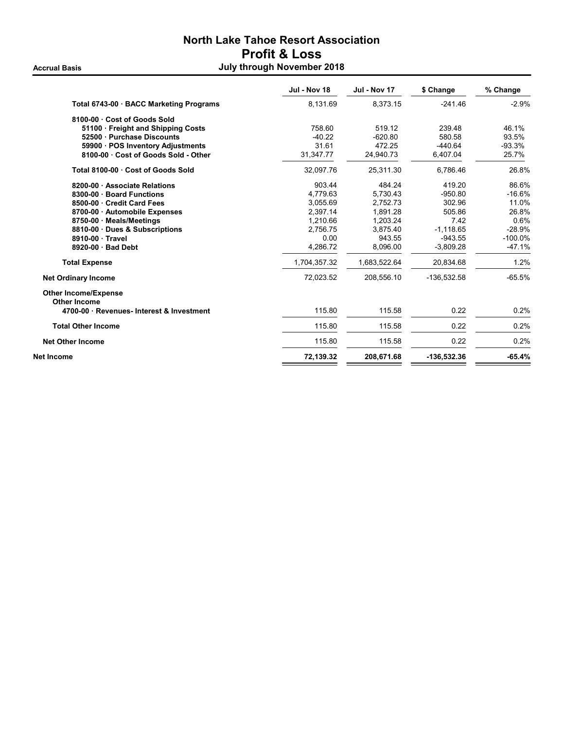# North Lake Tahoe Resort Association
## Profit & Loss
### July through November 2018

Accrual Basis

| | Jul - Nov 18 | Jul - Nov 17 | $ Change | % Change |
|---|---|---|---|---|
| Total 6743-00 · BACC Marketing Programs | 8,131.69 | 8,373.15 | -241.46 | -2.9% |
| 8100-00 · Cost of Goods Sold | | | | |
| 51100 · Freight and Shipping Costs | 758.60 | 519.12 | 239.48 | 46.1% |
| 52500 · Purchase Discounts | -40.22 | -620.80 | 580.58 | 93.5% |
| 59900 · POS Inventory Adjustments | 31.61 | 472.25 | -440.64 | -93.3% |
| 8100-00 · Cost of Goods Sold - Other | 31,347.77 | 24,940.73 | 6,407.04 | 25.7% |
| Total 8100-00 · Cost of Goods Sold | 32,097.76 | 25,311.30 | 6,786.46 | 26.8% |
| 8200-00 · Associate Relations | 903.44 | 484.24 | 419.20 | 86.6% |
| 8300-00 · Board Functions | 4,779.63 | 5,730.43 | -950.80 | -16.6% |
| 8500-00 · Credit Card Fees | 3,055.69 | 2,752.73 | 302.96 | 11.0% |
| 8700-00 · Automobile Expenses | 2,397.14 | 1,891.28 | 505.86 | 26.8% |
| 8750-00 · Meals/Meetings | 1,210.66 | 1,203.24 | 7.42 | 0.6% |
| 8810-00 · Dues & Subscriptions | 2,756.75 | 3,875.40 | -1,118.65 | -28.9% |
| 8910-00 · Travel | 0.00 | 943.55 | -943.55 | -100.0% |
| 8920-00 · Bad Debt | 4,286.72 | 8,096.00 | -3,809.28 | -47.1% |
| Total Expense | 1,704,357.32 | 1,683,522.64 | 20,834.68 | 1.2% |
| Net Ordinary Income | 72,023.52 | 208,556.10 | -136,532.58 | -65.5% |
| Other Income/Expense | | | | |
| Other Income | | | | |
| 4700-00 · Revenues- Interest & Investment | 115.80 | 115.58 | 0.22 | 0.2% |
| Total Other Income | 115.80 | 115.58 | 0.22 | 0.2% |
| Net Other Income | 115.80 | 115.58 | 0.22 | 0.2% |
| **Net Income** | **72,139.32** | **208,671.68** | **-136,532.36** | **-65.4%** |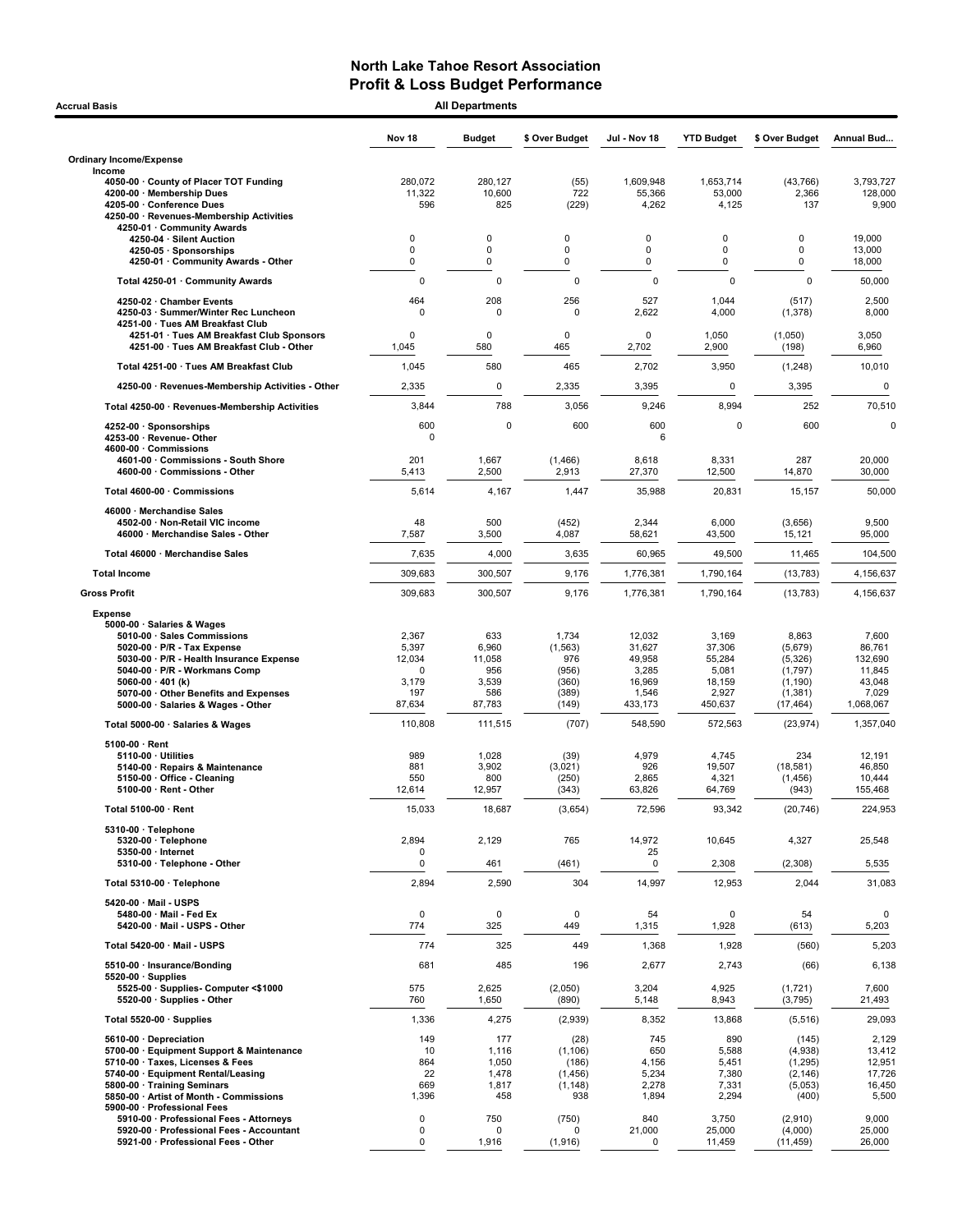# North Lake Tahoe Resort Association
## Profit & Loss Budget Performance

**Accrual Basis** — **All Departments**

| | Nov 18 | Budget | $ Over Budget | Jul - Nov 18 | YTD Budget | $ Over Budget | Annual Bud... |
|---|---|---|---|---|---|---|---|
| **Ordinary Income/Expense** | | | | | | | |
| **Income** | | | | | | | |
| 4050-00 · County of Placer TOT Funding | 280,072 | 280,127 | (55) | 1,609,948 | 1,653,714 | (43,766) | 3,793,727 |
| 4200-00 · Membership Dues | 11,322 | 10,600 | 722 | 55,366 | 53,000 | 2,366 | 128,000 |
| 4205-00 · Conference Dues | 596 | 825 | (229) | 4,262 | 4,125 | 137 | 9,900 |
| 4250-00 · Revenues-Membership Activities | | | | | | | |
| 4250-01 · Community Awards | | | | | | | |
| 4250-04 · Silent Auction | 0 | 0 | 0 | 0 | 0 | 0 | 19,000 |
| 4250-05 · Sponsorships | 0 | 0 | 0 | 0 | 0 | 0 | 13,000 |
| 4250-01 · Community Awards - Other | 0 | 0 | 0 | 0 | 0 | 0 | 18,000 |
| Total 4250-01 · Community Awards | 0 | 0 | 0 | 0 | 0 | 0 | 50,000 |
| 4250-02 · Chamber Events | 464 | 208 | 256 | 527 | 1,044 | (517) | 2,500 |
| 4250-03 · Summer/Winter Rec Luncheon | 0 | 0 | 0 | 2,622 | 4,000 | (1,378) | 8,000 |
| 4251-00 · Tues AM Breakfast Club | | | | | | | |
| 4251-01 · Tues AM Breakfast Club Sponsors | 0 | 0 | 0 | 0 | 1,050 | (1,050) | 3,050 |
| 4251-00 · Tues AM Breakfast Club - Other | 1,045 | 580 | 465 | 2,702 | 2,900 | (198) | 6,960 |
| Total 4251-00 · Tues AM Breakfast Club | 1,045 | 580 | 465 | 2,702 | 3,950 | (1,248) | 10,010 |
| 4250-00 · Revenues-Membership Activities - Other | 2,335 | 0 | 2,335 | 3,395 | 0 | 3,395 | 0 |
| Total 4250-00 · Revenues-Membership Activities | 3,844 | 788 | 3,056 | 9,246 | 8,994 | 252 | 70,510 |
| 4252-00 · Sponsorships | 600 | 0 | 600 | 600 | 0 | 600 | 0 |
| 4253-00 · Revenue- Other | 0 | | | 6 | | | |
| 4600-00 · Commissions | | | | | | | |
| 4601-00 · Commissions - South Shore | 201 | 1,667 | (1,466) | 8,618 | 8,331 | 287 | 20,000 |
| 4600-00 · Commissions - Other | 5,413 | 2,500 | 2,913 | 27,370 | 12,500 | 14,870 | 30,000 |
| Total 4600-00 · Commissions | 5,614 | 4,167 | 1,447 | 35,988 | 20,831 | 15,157 | 50,000 |
| 46000 · Merchandise Sales | | | | | | | |
| 4502-00 · Non-Retail VIC income | 48 | 500 | (452) | 2,344 | 6,000 | (3,656) | 9,500 |
| 46000 · Merchandise Sales - Other | 7,587 | 3,500 | 4,087 | 58,621 | 43,500 | 15,121 | 95,000 |
| Total 46000 · Merchandise Sales | 7,635 | 4,000 | 3,635 | 60,965 | 49,500 | 11,465 | 104,500 |
| **Total Income** | 309,683 | 300,507 | 9,176 | 1,776,381 | 1,790,164 | (13,783) | 4,156,637 |
| **Gross Profit** | 309,683 | 300,507 | 9,176 | 1,776,381 | 1,790,164 | (13,783) | 4,156,637 |
| **Expense** | | | | | | | |
| 5000-00 · Salaries & Wages | | | | | | | |
| 5010-00 · Sales Commissions | 2,367 | 633 | 1,734 | 12,032 | 3,169 | 8,863 | 7,600 |
| 5020-00 · P/R - Tax Expense | 5,397 | 6,960 | (1,563) | 31,627 | 37,306 | (5,679) | 86,761 |
| 5030-00 · P/R - Health Insurance Expense | 12,034 | 11,058 | 976 | 49,958 | 55,284 | (5,326) | 132,690 |
| 5040-00 · P/R - Workmans Comp | 0 | 956 | (956) | 3,285 | 5,081 | (1,797) | 11,845 |
| 5060-00 · 401 (k) | 3,179 | 3,539 | (360) | 16,969 | 18,159 | (1,190) | 43,048 |
| 5070-00 · Other Benefits and Expenses | 197 | 586 | (389) | 1,546 | 2,927 | (1,381) | 7,029 |
| 5000-00 · Salaries & Wages - Other | 87,634 | 87,783 | (149) | 433,173 | 450,637 | (17,464) | 1,068,067 |
| Total 5000-00 · Salaries & Wages | 110,808 | 111,515 | (707) | 548,590 | 572,563 | (23,974) | 1,357,040 |
| 5100-00 · Rent | | | | | | | |
| 5110-00 · Utilities | 989 | 1,028 | (39) | 4,979 | 4,745 | 234 | 12,191 |
| 5140-00 · Repairs & Maintenance | 881 | 3,902 | (3,021) | 926 | 19,507 | (18,581) | 46,850 |
| 5150-00 · Office - Cleaning | 550 | 800 | (250) | 2,865 | 4,321 | (1,456) | 10,444 |
| 5100-00 · Rent - Other | 12,614 | 12,957 | (343) | 63,826 | 64,769 | (943) | 155,468 |
| Total 5100-00 · Rent | 15,033 | 18,687 | (3,654) | 72,596 | 93,342 | (20,746) | 224,953 |
| 5310-00 · Telephone | | | | | | | |
| 5320-00 · Telephone | 2,894 | 2,129 | 765 | 14,972 | 10,645 | 4,327 | 25,548 |
| 5350-00 · Internet | 0 | | | 25 | | | |
| 5310-00 · Telephone - Other | 0 | 461 | (461) | 0 | 2,308 | (2,308) | 5,535 |
| Total 5310-00 · Telephone | 2,894 | 2,590 | 304 | 14,997 | 12,953 | 2,044 | 31,083 |
| 5420-00 · Mail - USPS | | | | | | | |
| 5480-00 · Mail - Fed Ex | 0 | 0 | 0 | 54 | 0 | 54 | 0 |
| 5420-00 · Mail - USPS - Other | 774 | 325 | 449 | 1,315 | 1,928 | (613) | 5,203 |
| Total 5420-00 · Mail - USPS | 774 | 325 | 449 | 1,368 | 1,928 | (560) | 5,203 |
| 5510-00 · Insurance/Bonding | 681 | 485 | 196 | 2,677 | 2,743 | (66) | 6,138 |
| 5520-00 · Supplies | | | | | | | |
| 5525-00 · Supplies- Computer <$1000 | 575 | 2,625 | (2,050) | 3,204 | 4,925 | (1,721) | 7,600 |
| 5520-00 · Supplies - Other | 760 | 1,650 | (890) | 5,148 | 8,943 | (3,795) | 21,493 |
| Total 5520-00 · Supplies | 1,336 | 4,275 | (2,939) | 8,352 | 13,868 | (5,516) | 29,093 |
| 5610-00 · Depreciation | 149 | 177 | (28) | 745 | 890 | (145) | 2,129 |
| 5700-00 · Equipment Support & Maintenance | 10 | 1,116 | (1,106) | 650 | 5,588 | (4,938) | 13,412 |
| 5710-00 · Taxes, Licenses & Fees | 864 | 1,050 | (186) | 4,156 | 5,451 | (1,295) | 12,951 |
| 5740-00 · Equipment Rental/Leasing | 22 | 1,478 | (1,456) | 5,234 | 7,380 | (2,146) | 17,726 |
| 5800-00 · Training Seminars | 669 | 1,817 | (1,148) | 2,278 | 7,331 | (5,053) | 16,450 |
| 5850-00 · Artist of Month - Commissions | 1,396 | 458 | 938 | 1,894 | 2,294 | (400) | 5,500 |
| 5900-00 · Professional Fees | | | | | | | |
| 5910-00 · Professional Fees - Attorneys | 0 | 750 | (750) | 840 | 3,750 | (2,910) | 9,000 |
| 5920-00 · Professional Fees - Accountant | 0 | 0 | 0 | 21,000 | 25,000 | (4,000) | 25,000 |
| 5921-00 · Professional Fees - Other | 0 | 1,916 | (1,916) | 0 | 11,459 | (11,459) | 26,000 |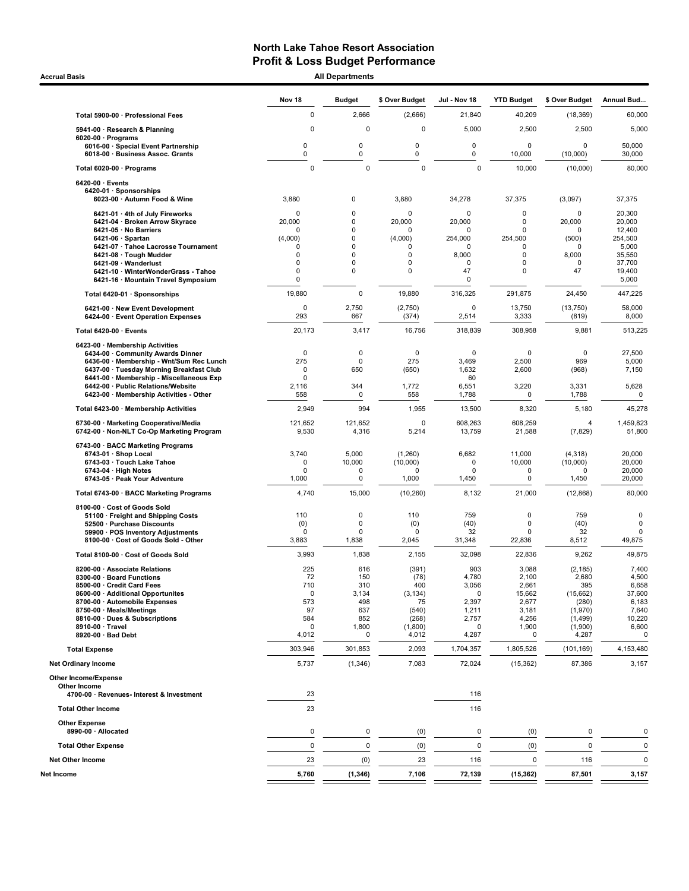# North Lake Tahoe Resort Association
## Profit & Loss Budget Performance

**Accrual Basis** — **All Departments**

| | Nov 18 | Budget | $ Over Budget | Jul - Nov 18 | YTD Budget | $ Over Budget | Annual Bud... |
|---|---|---|---|---|---|---|---|
| **Total 5900-00 · Professional Fees** | 0 | 2,666 | (2,666) | 21,840 | 40,209 | (18,369) | 60,000 |
| 5941-00 · Research & Planning | 0 | 0 | 0 | 5,000 | 2,500 | 2,500 | 5,000 |
| 6020-00 · Programs | | | | | | | |
| 6016-00 · Special Event Partnership | 0 | 0 | 0 | 0 | 0 | 0 | 50,000 |
| 6018-00 · Business Assoc. Grants | 0 | 0 | 0 | 0 | 10,000 | (10,000) | 30,000 |
| **Total 6020-00 · Programs** | 0 | 0 | 0 | 0 | 10,000 | (10,000) | 80,000 |
| 6420-00 · Events | | | | | | | |
| 6420-01 · Sponsorships | | | | | | | |
| 6023-00 · Autumn Food & Wine | 3,880 | 0 | 3,880 | 34,278 | 37,375 | (3,097) | 37,375 |
| 6421-01 · 4th of July Fireworks | 0 | 0 | 0 | 0 | 0 | 0 | 20,300 |
| 6421-04 · Broken Arrow Skyrace | 20,000 | 0 | 20,000 | 20,000 | 0 | 20,000 | 20,000 |
| 6421-05 · No Barriers | 0 | 0 | 0 | 0 | 0 | 0 | 12,400 |
| 6421-06 · Spartan | (4,000) | 0 | (4,000) | 254,000 | 254,500 | (500) | 254,500 |
| 6421-07 · Tahoe Lacrosse Tournament | 0 | 0 | 0 | 0 | 0 | 0 | 5,000 |
| 6421-08 · Tough Mudder | 0 | 0 | 0 | 8,000 | 0 | 8,000 | 35,550 |
| 6421-09 · Wanderlust | 0 | 0 | 0 | 0 | 0 | 0 | 37,700 |
| 6421-10 · WinterWonderGrass - Tahoe | 0 | 0 | 0 | 47 | 0 | 47 | 19,400 |
| 6421-16 · Mountain Travel Symposium | 0 | | | 0 | | | 5,000 |
| **Total 6420-01 · Sponsorships** | 19,880 | 0 | 19,880 | 316,325 | 291,875 | 24,450 | 447,225 |
| 6421-00 · New Event Development | 0 | 2,750 | (2,750) | 0 | 13,750 | (13,750) | 58,000 |
| 6424-00 · Event Operation Expenses | 293 | 667 | (374) | 2,514 | 3,333 | (819) | 8,000 |
| **Total 6420-00 · Events** | 20,173 | 3,417 | 16,756 | 318,839 | 308,958 | 9,881 | 513,225 |
| 6423-00 · Membership Activities | | | | | | | |
| 6434-00 · Community Awards Dinner | 0 | 0 | 0 | 0 | 0 | 0 | 27,500 |
| 6436-00 · Membership - Wnt/Sum Rec Lunch | 275 | 0 | 275 | 3,469 | 2,500 | 969 | 5,000 |
| 6437-00 · Tuesday Morning Breakfast Club | 0 | 650 | (650) | 1,632 | 2,600 | (968) | 7,150 |
| 6441-00 · Membership - Miscellaneous Exp | 0 | | | 60 | | | |
| 6442-00 · Public Relations/Website | 2,116 | 344 | 1,772 | 6,551 | 3,220 | 3,331 | 5,628 |
| 6423-00 · Membership Activities - Other | 558 | 0 | 558 | 1,788 | 0 | 1,788 | 0 |
| **Total 6423-00 · Membership Activities** | 2,949 | 994 | 1,955 | 13,500 | 8,320 | 5,180 | 45,278 |
| 6730-00 · Marketing Cooperative/Media | 121,652 | 121,652 | 0 | 608,263 | 608,259 | 4 | 1,459,823 |
| 6742-00 · Non-NLT Co-Op Marketing Program | 9,530 | 4,316 | 5,214 | 13,759 | 21,588 | (7,829) | 51,800 |
| 6743-00 · BACC Marketing Programs | | | | | | | |
| 6743-01 · Shop Local | 3,740 | 5,000 | (1,260) | 6,682 | 11,000 | (4,318) | 20,000 |
| 6743-03 · Touch Lake Tahoe | 0 | 10,000 | (10,000) | 0 | 10,000 | (10,000) | 20,000 |
| 6743-04 · High Notes | 0 | 0 | 0 | 0 | 0 | 0 | 20,000 |
| 6743-05 · Peak Your Adventure | 1,000 | 0 | 1,000 | 1,450 | 0 | 1,450 | 20,000 |
| **Total 6743-00 · BACC Marketing Programs** | 4,740 | 15,000 | (10,260) | 8,132 | 21,000 | (12,868) | 80,000 |
| 8100-00 · Cost of Goods Sold | | | | | | | |
| 51100 · Freight and Shipping Costs | 110 | 0 | 110 | 759 | 0 | 759 | 0 |
| 52500 · Purchase Discounts | (0) | 0 | (0) | (40) | 0 | (40) | 0 |
| 59900 · POS Inventory Adjustments | 0 | 0 | 0 | 32 | 0 | 32 | 0 |
| 8100-00 · Cost of Goods Sold - Other | 3,883 | 1,838 | 2,045 | 31,348 | 22,836 | 8,512 | 49,875 |
| **Total 8100-00 · Cost of Goods Sold** | 3,993 | 1,838 | 2,155 | 32,098 | 22,836 | 9,262 | 49,875 |
| 8200-00 · Associate Relations | 225 | 616 | (391) | 903 | 3,088 | (2,185) | 7,400 |
| 8300-00 · Board Functions | 72 | 150 | (78) | 4,780 | 2,100 | 2,680 | 4,500 |
| 8500-00 · Credit Card Fees | 710 | 310 | 400 | 3,056 | 2,661 | 395 | 6,658 |
| 8600-00 · Additional Opportunites | 0 | 3,134 | (3,134) | 0 | 15,662 | (15,662) | 37,600 |
| 8700-00 · Automobile Expenses | 573 | 498 | 75 | 2,397 | 2,677 | (280) | 6,183 |
| 8750-00 · Meals/Meetings | 97 | 637 | (540) | 1,211 | 3,181 | (1,970) | 7,640 |
| 8810-00 · Dues & Subscriptions | 584 | 852 | (268) | 2,757 | 4,256 | (1,499) | 10,220 |
| 8910-00 · Travel | 0 | 1,800 | (1,800) | 0 | 1,900 | (1,900) | 6,600 |
| 8920-00 · Bad Debt | 4,012 | 0 | 4,012 | 4,287 | 0 | 4,287 | 0 |
| **Total Expense** | 303,946 | 301,853 | 2,093 | 1,704,357 | 1,805,526 | (101,169) | 4,153,480 |
| **Net Ordinary Income** | 5,737 | (1,346) | 7,083 | 72,024 | (15,362) | 87,386 | 3,157 |
| **Other Income/Expense** | | | | | | | |
| **Other Income** | | | | | | | |
| 4700-00 · Revenues- Interest & Investment | 23 | | | 116 | | | |
| **Total Other Income** | 23 | | | 116 | | | |
| **Other Expense** | | | | | | | |
| 8990-00 · Allocated | 0 | 0 | (0) | 0 | (0) | 0 | 0 |
| **Total Other Expense** | 0 | 0 | (0) | 0 | (0) | 0 | 0 |
| **Net Other Income** | 23 | (0) | 23 | 116 | 0 | 116 | 0 |
| **Net Income** | **5,760** | **(1,346)** | **7,106** | **72,139** | **(15,362)** | **87,501** | **3,157** |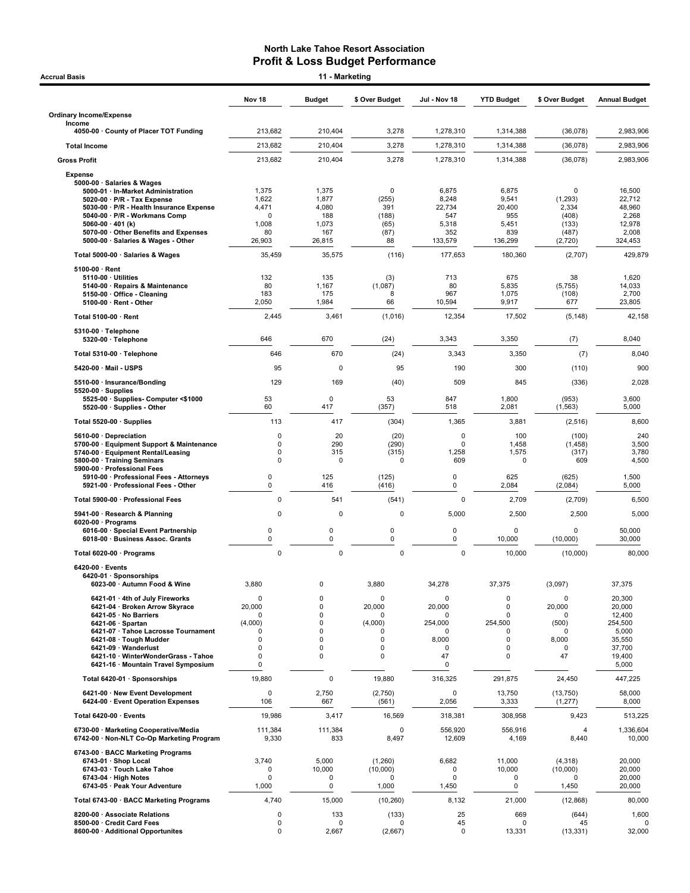# North Lake Tahoe Resort Association
## Profit & Loss Budget Performance

**Accrual Basis** — **11 - Marketing**

| | Nov 18 | Budget | $ Over Budget | Jul - Nov 18 | YTD Budget | $ Over Budget | Annual Budget |
|---|---|---|---|---|---|---|---|
| **Ordinary Income/Expense** | | | | | | | |
| **Income** | | | | | | | |
| 4050-00 · County of Placer TOT Funding | 213,682 | 210,404 | 3,278 | 1,278,310 | 1,314,388 | (36,078) | 2,983,906 |
| **Total Income** | 213,682 | 210,404 | 3,278 | 1,278,310 | 1,314,388 | (36,078) | 2,983,906 |
| **Gross Profit** | 213,682 | 210,404 | 3,278 | 1,278,310 | 1,314,388 | (36,078) | 2,983,906 |
| **Expense** | | | | | | | |
| 5000-00 · Salaries & Wages | | | | | | | |
| 5000-01 · In-Market Administration | 1,375 | 1,375 | 0 | 6,875 | 6,875 | 0 | 16,500 |
| 5020-00 · P/R - Tax Expense | 1,622 | 1,877 | (255) | 8,248 | 9,541 | (1,293) | 22,712 |
| 5030-00 · P/R - Health Insurance Expense | 4,471 | 4,080 | 391 | 22,734 | 20,400 | 2,334 | 48,960 |
| 5040-00 · P/R - Workmans Comp | 0 | 188 | (188) | 547 | 955 | (408) | 2,268 |
| 5060-00 · 401 (k) | 1,008 | 1,073 | (65) | 5,318 | 5,451 | (133) | 12,978 |
| 5070-00 · Other Benefits and Expenses | 80 | 167 | (87) | 352 | 839 | (487) | 2,008 |
| 5000-00 · Salaries & Wages - Other | 26,903 | 26,815 | 88 | 133,579 | 136,299 | (2,720) | 324,453 |
| **Total 5000-00 · Salaries & Wages** | 35,459 | 35,575 | (116) | 177,653 | 180,360 | (2,707) | 429,879 |
| 5100-00 · Rent | | | | | | | |
| 5110-00 · Utilities | 132 | 135 | (3) | 713 | 675 | 38 | 1,620 |
| 5140-00 · Repairs & Maintenance | 80 | 1,167 | (1,087) | 80 | 5,835 | (5,755) | 14,033 |
| 5150-00 · Office - Cleaning | 183 | 175 | 8 | 967 | 1,075 | (108) | 2,700 |
| 5100-00 · Rent - Other | 2,050 | 1,984 | 66 | 10,594 | 9,917 | 677 | 23,805 |
| **Total 5100-00 · Rent** | 2,445 | 3,461 | (1,016) | 12,354 | 17,502 | (5,148) | 42,158 |
| 5310-00 · Telephone | | | | | | | |
| 5320-00 · Telephone | 646 | 670 | (24) | 3,343 | 3,350 | (7) | 8,040 |
| **Total 5310-00 · Telephone** | 646 | 670 | (24) | 3,343 | 3,350 | (7) | 8,040 |
| 5420-00 · Mail - USPS | 95 | 0 | 95 | 190 | 300 | (110) | 900 |
| 5510-00 · Insurance/Bonding | 129 | 169 | (40) | 509 | 845 | (336) | 2,028 |
| 5520-00 · Supplies | | | | | | | |
| 5525-00 · Supplies- Computer <$1000 | 53 | 0 | 53 | 847 | 1,800 | (953) | 3,600 |
| 5520-00 · Supplies - Other | 60 | 417 | (357) | 518 | 2,081 | (1,563) | 5,000 |
| **Total 5520-00 · Supplies** | 113 | 417 | (304) | 1,365 | 3,881 | (2,516) | 8,600 |
| 5610-00 · Depreciation | 0 | 20 | (20) | 0 | 100 | (100) | 240 |
| 5700-00 · Equipment Support & Maintenance | 0 | 290 | (290) | 0 | 1,458 | (1,458) | 3,500 |
| 5740-00 · Equipment Rental/Leasing | 0 | 315 | (315) | 1,258 | 1,575 | (317) | 3,780 |
| 5800-00 · Training Seminars | 0 | 0 | 0 | 609 | 0 | 609 | 4,500 |
| 5900-00 · Professional Fees | | | | | | | |
| 5910-00 · Professional Fees - Attorneys | 0 | 125 | (125) | 0 | 625 | (625) | 1,500 |
| 5921-00 · Professional Fees - Other | 0 | 416 | (416) | 0 | 2,084 | (2,084) | 5,000 |
| **Total 5900-00 · Professional Fees** | 0 | 541 | (541) | 0 | 2,709 | (2,709) | 6,500 |
| 5941-00 · Research & Planning | 0 | 0 | 0 | 5,000 | 2,500 | 2,500 | 5,000 |
| 6020-00 · Programs | | | | | | | |
| 6016-00 · Special Event Partnership | 0 | 0 | 0 | 0 | 0 | 0 | 50,000 |
| 6018-00 · Business Assoc. Grants | 0 | 0 | 0 | 0 | 10,000 | (10,000) | 30,000 |
| **Total 6020-00 · Programs** | 0 | 0 | 0 | 0 | 10,000 | (10,000) | 80,000 |
| 6420-00 · Events | | | | | | | |
| 6420-01 · Sponsorships | | | | | | | |
| 6023-00 · Autumn Food & Wine | 3,880 | 0 | 3,880 | 34,278 | 37,375 | (3,097) | 37,375 |
| 6421-01 · 4th of July Fireworks | 0 | 0 | 0 | 0 | 0 | 0 | 20,300 |
| 6421-04 · Broken Arrow Skyrace | 20,000 | 0 | 20,000 | 20,000 | 0 | 20,000 | 20,000 |
| 6421-05 · No Barriers | 0 | 0 | 0 | 0 | 0 | 0 | 12,400 |
| 6421-06 · Spartan | (4,000) | 0 | (4,000) | 254,000 | 254,500 | (500) | 254,500 |
| 6421-07 · Tahoe Lacrosse Tournament | 0 | 0 | 0 | 0 | 0 | 0 | 5,000 |
| 6421-08 · Tough Mudder | 0 | 0 | 0 | 8,000 | 0 | 8,000 | 35,550 |
| 6421-09 · Wanderlust | 0 | 0 | 0 | 0 | 0 | 0 | 37,700 |
| 6421-10 · WinterWonderGrass - Tahoe | 0 | 0 | 0 | 47 | 0 | 47 | 19,400 |
| 6421-16 · Mountain Travel Symposium | 0 | | | 0 | | | 5,000 |
| **Total 6420-01 · Sponsorships** | 19,880 | 0 | 19,880 | 316,325 | 291,875 | 24,450 | 447,225 |
| 6421-00 · New Event Development | 0 | 2,750 | (2,750) | 0 | 13,750 | (13,750) | 58,000 |
| 6424-00 · Event Operation Expenses | 106 | 667 | (561) | 2,056 | 3,333 | (1,277) | 8,000 |
| **Total 6420-00 · Events** | 19,986 | 3,417 | 16,569 | 318,381 | 308,958 | 9,423 | 513,225 |
| 6730-00 · Marketing Cooperative/Media | 111,384 | 111,384 | 0 | 556,920 | 556,916 | 4 | 1,336,604 |
| 6742-00 · Non-NLT Co-Op Marketing Program | 9,330 | 833 | 8,497 | 12,609 | 4,169 | 8,440 | 10,000 |
| 6743-00 · BACC Marketing Programs | | | | | | | |
| 6743-01 · Shop Local | 3,740 | 5,000 | (1,260) | 6,682 | 11,000 | (4,318) | 20,000 |
| 6743-03 · Touch Lake Tahoe | 0 | 10,000 | (10,000) | 0 | 10,000 | (10,000) | 20,000 |
| 6743-04 · High Notes | 0 | 0 | 0 | 0 | 0 | 0 | 20,000 |
| 6743-05 · Peak Your Adventure | 1,000 | 0 | 1,000 | 1,450 | 0 | 1,450 | 20,000 |
| **Total 6743-00 · BACC Marketing Programs** | 4,740 | 15,000 | (10,260) | 8,132 | 21,000 | (12,868) | 80,000 |
| 8200-00 · Associate Relations | 0 | 133 | (133) | 25 | 669 | (644) | 1,600 |
| 8500-00 · Credit Card Fees | 0 | 0 | 0 | 45 | 0 | 45 | 0 |
| 8600-00 · Additional Opportunites | 0 | 2,667 | (2,667) | 0 | 13,331 | (13,331) | 32,000 |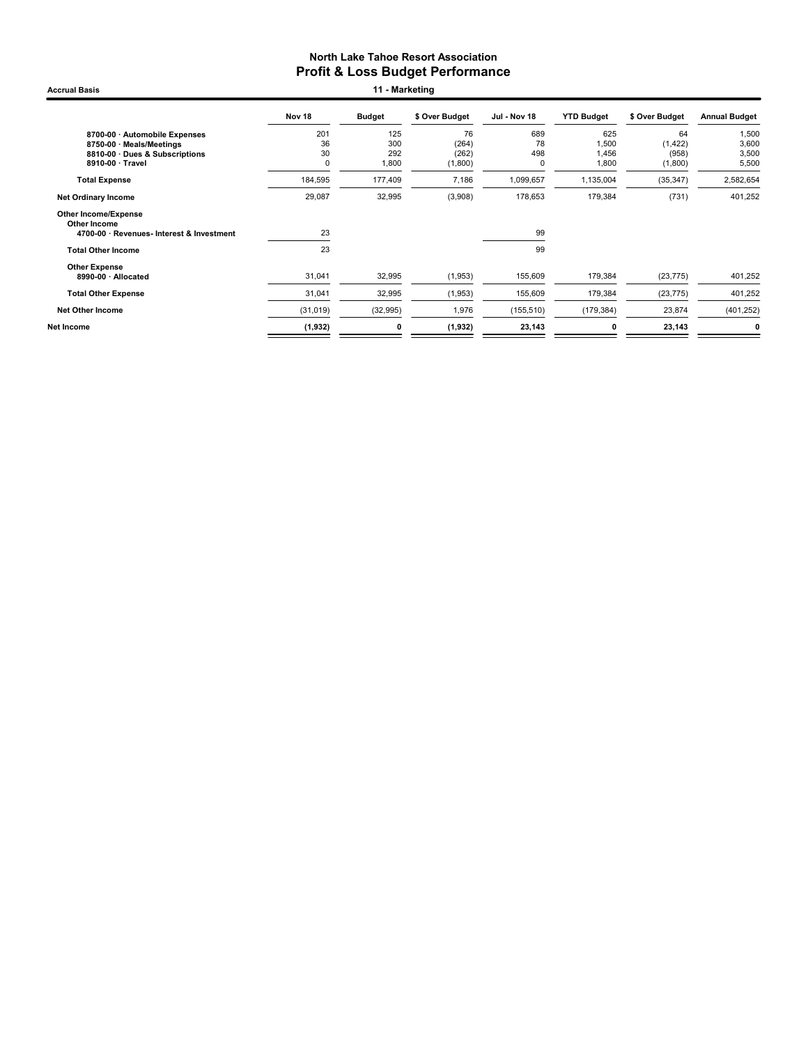# North Lake Tahoe Resort Association
## Profit & Loss Budget Performance

**Accrual Basis** — **11 - Marketing**

| | Nov 18 | Budget | $ Over Budget | Jul - Nov 18 | YTD Budget | $ Over Budget | Annual Budget |
|---|---|---|---|---|---|---|---|
| 8700-00 · Automobile Expenses | 201 | 125 | 76 | 689 | 625 | 64 | 1,500 |
| 8750-00 · Meals/Meetings | 36 | 300 | (264) | 78 | 1,500 | (1,422) | 3,600 |
| 8810-00 · Dues & Subscriptions | 30 | 292 | (262) | 498 | 1,456 | (958) | 3,500 |
| 8910-00 · Travel | 0 | 1,800 | (1,800) | 0 | 1,800 | (1,800) | 5,500 |
| **Total Expense** | 184,595 | 177,409 | 7,186 | 1,099,657 | 1,135,004 | (35,347) | 2,582,654 |
| **Net Ordinary Income** | 29,087 | 32,995 | (3,908) | 178,653 | 179,384 | (731) | 401,252 |
| **Other Income/Expense** | | | | | | | |
| **Other Income** | | | | | | | |
| 4700-00 · Revenues- Interest & Investment | 23 | | | 99 | | | |
| **Total Other Income** | 23 | | | 99 | | | |
| **Other Expense** | | | | | | | |
| 8990-00 · Allocated | 31,041 | 32,995 | (1,953) | 155,609 | 179,384 | (23,775) | 401,252 |
| **Total Other Expense** | 31,041 | 32,995 | (1,953) | 155,609 | 179,384 | (23,775) | 401,252 |
| **Net Other Income** | (31,019) | (32,995) | 1,976 | (155,510) | (179,384) | 23,874 | (401,252) |
| **Net Income** | **(1,932)** | **0** | **(1,932)** | **23,143** | **0** | **23,143** | **0** |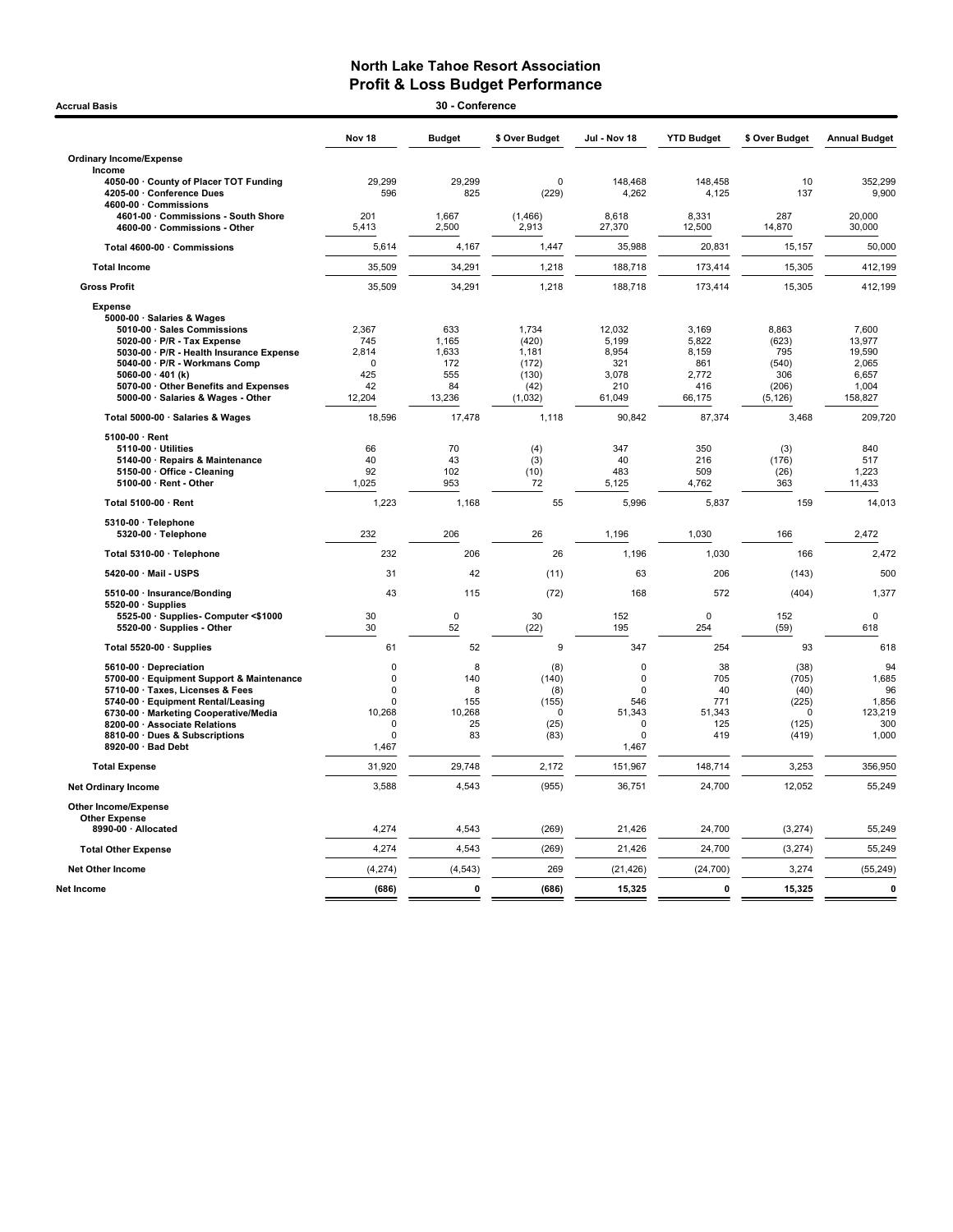# North Lake Tahoe Resort Association
## Profit & Loss Budget Performance

**Accrual Basis** — **30 - Conference**

| | Nov 18 | Budget | $ Over Budget | Jul - Nov 18 | YTD Budget | $ Over Budget | Annual Budget |
|---|---|---|---|---|---|---|---|
| **Ordinary Income/Expense** | | | | | | | |
| **Income** | | | | | | | |
| 4050-00 · County of Placer TOT Funding | 29,299 | 29,299 | 0 | 148,468 | 148,458 | 10 | 352,299 |
| 4205-00 · Conference Dues | 596 | 825 | (229) | 4,262 | 4,125 | 137 | 9,900 |
| 4600-00 · Commissions | | | | | | | |
| 4601-00 · Commissions - South Shore | 201 | 1,667 | (1,466) | 8,618 | 8,331 | 287 | 20,000 |
| 4600-00 · Commissions - Other | 5,413 | 2,500 | 2,913 | 27,370 | 12,500 | 14,870 | 30,000 |
| **Total 4600-00 · Commissions** | 5,614 | 4,167 | 1,447 | 35,988 | 20,831 | 15,157 | 50,000 |
| **Total Income** | 35,509 | 34,291 | 1,218 | 188,718 | 173,414 | 15,305 | 412,199 |
| **Gross Profit** | 35,509 | 34,291 | 1,218 | 188,718 | 173,414 | 15,305 | 412,199 |
| **Expense** | | | | | | | |
| 5000-00 · Salaries & Wages | | | | | | | |
| 5010-00 · Sales Commissions | 2,367 | 633 | 1,734 | 12,032 | 3,169 | 8,863 | 7,600 |
| 5020-00 · P/R - Tax Expense | 745 | 1,165 | (420) | 5,199 | 5,822 | (623) | 13,977 |
| 5030-00 · P/R - Health Insurance Expense | 2,814 | 1,633 | 1,181 | 8,954 | 8,159 | 795 | 19,590 |
| 5040-00 · P/R - Workmans Comp | 0 | 172 | (172) | 321 | 861 | (540) | 2,065 |
| 5060-00 · 401 (k) | 425 | 555 | (130) | 3,078 | 2,772 | 306 | 6,657 |
| 5070-00 · Other Benefits and Expenses | 42 | 84 | (42) | 210 | 416 | (206) | 1,004 |
| 5000-00 · Salaries & Wages - Other | 12,204 | 13,236 | (1,032) | 61,049 | 66,175 | (5,126) | 158,827 |
| **Total 5000-00 · Salaries & Wages** | 18,596 | 17,478 | 1,118 | 90,842 | 87,374 | 3,468 | 209,720 |
| 5100-00 · Rent | | | | | | | |
| 5110-00 · Utilities | 66 | 70 | (4) | 347 | 350 | (3) | 840 |
| 5140-00 · Repairs & Maintenance | 40 | 43 | (3) | 40 | 216 | (176) | 517 |
| 5150-00 · Office - Cleaning | 92 | 102 | (10) | 483 | 509 | (26) | 1,223 |
| 5100-00 · Rent - Other | 1,025 | 953 | 72 | 5,125 | 4,762 | 363 | 11,433 |
| **Total 5100-00 · Rent** | 1,223 | 1,168 | 55 | 5,996 | 5,837 | 159 | 14,013 |
| 5310-00 · Telephone | | | | | | | |
| 5320-00 · Telephone | 232 | 206 | 26 | 1,196 | 1,030 | 166 | 2,472 |
| **Total 5310-00 · Telephone** | 232 | 206 | 26 | 1,196 | 1,030 | 166 | 2,472 |
| 5420-00 · Mail - USPS | 31 | 42 | (11) | 63 | 206 | (143) | 500 |
| 5510-00 · Insurance/Bonding | 43 | 115 | (72) | 168 | 572 | (404) | 1,377 |
| 5520-00 · Supplies | | | | | | | |
| 5525-00 · Supplies- Computer <$1000 | 30 | 0 | 30 | 152 | 0 | 152 | 0 |
| 5520-00 · Supplies - Other | 30 | 52 | (22) | 195 | 254 | (59) | 618 |
| **Total 5520-00 · Supplies** | 61 | 52 | 9 | 347 | 254 | 93 | 618 |
| 5610-00 · Depreciation | 0 | 8 | (8) | 0 | 38 | (38) | 94 |
| 5700-00 · Equipment Support & Maintenance | 0 | 140 | (140) | 0 | 705 | (705) | 1,685 |
| 5710-00 · Taxes, Licenses & Fees | 0 | 8 | (8) | 0 | 40 | (40) | 96 |
| 5740-00 · Equipment Rental/Leasing | 0 | 155 | (155) | 546 | 771 | (225) | 1,856 |
| 6730-00 · Marketing Cooperative/Media | 10,268 | 10,268 | 0 | 51,343 | 51,343 | 0 | 123,219 |
| 8200-00 · Associate Relations | 0 | 25 | (25) | 0 | 125 | (125) | 300 |
| 8810-00 · Dues & Subscriptions | 0 | 83 | (83) | 0 | 419 | (419) | 1,000 |
| 8920-00 · Bad Debt | 1,467 | | | 1,467 | | | |
| **Total Expense** | 31,920 | 29,748 | 2,172 | 151,967 | 148,714 | 3,253 | 356,950 |
| **Net Ordinary Income** | 3,588 | 4,543 | (955) | 36,751 | 24,700 | 12,052 | 55,249 |
| **Other Income/Expense** | | | | | | | |
| **Other Expense** | | | | | | | |
| 8990-00 · Allocated | 4,274 | 4,543 | (269) | 21,426 | 24,700 | (3,274) | 55,249 |
| **Total Other Expense** | 4,274 | 4,543 | (269) | 21,426 | 24,700 | (3,274) | 55,249 |
| **Net Other Income** | (4,274) | (4,543) | 269 | (21,426) | (24,700) | 3,274 | (55,249) |
| **Net Income** | **(686)** | **0** | **(686)** | **15,325** | **0** | **15,325** | **0** |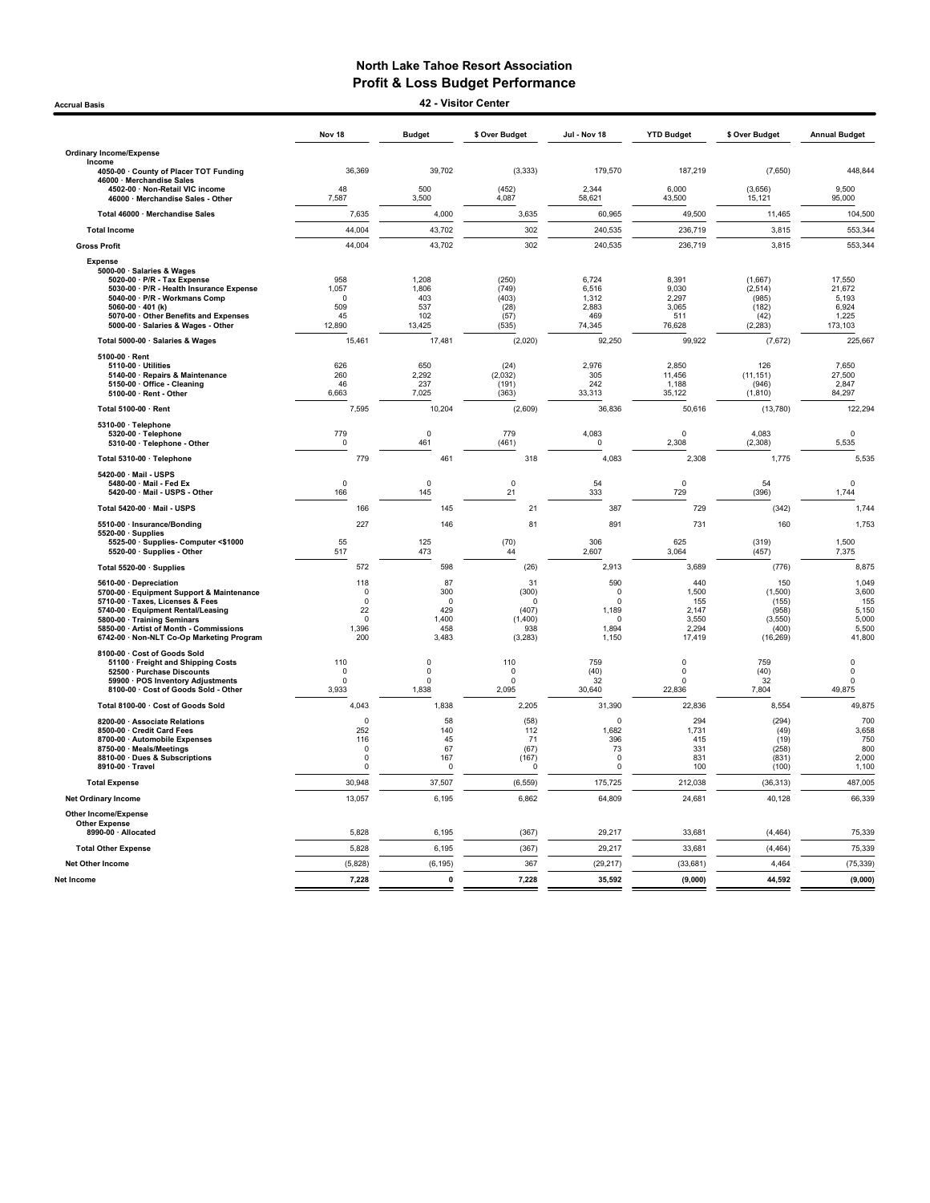# North Lake Tahoe Resort Association
## Profit & Loss Budget Performance

**Accrual Basis** — **42 - Visitor Center**

| | Nov 18 | Budget | $ Over Budget | Jul - Nov 18 | YTD Budget | $ Over Budget | Annual Budget |
|---|---|---|---|---|---|---|---|
| **Ordinary Income/Expense** | | | | | | | |
| **Income** | | | | | | | |
| 4050-00 · County of Placer TOT Funding | 36,369 | 39,702 | (3,333) | 179,570 | 187,219 | (7,650) | 448,844 |
| 46000 · Merchandise Sales | | | | | | | |
| 4502-00 · Non-Retail VIC income | 48 | 500 | (452) | 2,344 | 6,000 | (3,656) | 9,500 |
| 46000 · Merchandise Sales - Other | 7,587 | 3,500 | 4,087 | 58,621 | 43,500 | 15,121 | 95,000 |
| Total 46000 · Merchandise Sales | 7,635 | 4,000 | 3,635 | 60,965 | 49,500 | 11,465 | 104,500 |
| **Total Income** | 44,004 | 43,702 | 302 | 240,535 | 236,719 | 3,815 | 553,344 |
| **Gross Profit** | 44,004 | 43,702 | 302 | 240,535 | 236,719 | 3,815 | 553,344 |
| **Expense** | | | | | | | |
| 5000-00 · Salaries & Wages | | | | | | | |
| 5020-00 · P/R - Tax Expense | 958 | 1,208 | (250) | 6,724 | 8,391 | (1,667) | 17,550 |
| 5030-00 · P/R - Health Insurance Expense | 1,057 | 1,806 | (749) | 6,516 | 9,030 | (2,514) | 21,672 |
| 5040-00 · P/R - Workmans Comp | 0 | 403 | (403) | 1,312 | 2,297 | (985) | 5,193 |
| 5060-00 · 401 (k) | 509 | 537 | (28) | 2,883 | 3,065 | (182) | 6,924 |
| 5070-00 · Other Benefits and Expenses | 45 | 102 | (57) | 469 | 511 | (42) | 1,225 |
| 5000-00 · Salaries & Wages - Other | 12,890 | 13,425 | (535) | 74,345 | 76,628 | (2,283) | 173,103 |
| Total 5000-00 · Salaries & Wages | 15,461 | 17,481 | (2,020) | 92,250 | 99,922 | (7,672) | 225,667 |
| 5100-00 · Rent | | | | | | | |
| 5110-00 · Utilities | 626 | 650 | (24) | 2,976 | 2,850 | 126 | 7,650 |
| 5140-00 · Repairs & Maintenance | 260 | 2,292 | (2,032) | 305 | 11,456 | (11,151) | 27,500 |
| 5150-00 · Office - Cleaning | 46 | 237 | (191) | 242 | 1,188 | (946) | 2,847 |
| 5100-00 · Rent - Other | 6,663 | 7,025 | (363) | 33,313 | 35,122 | (1,810) | 84,297 |
| Total 5100-00 · Rent | 7,595 | 10,204 | (2,609) | 36,836 | 50,616 | (13,780) | 122,294 |
| 5310-00 · Telephone | | | | | | | |
| 5320-00 · Telephone | 779 | 0 | 779 | 4,083 | 0 | 4,083 | 0 |
| 5310-00 · Telephone - Other | 0 | 461 | (461) | 0 | 2,308 | (2,308) | 5,535 |
| Total 5310-00 · Telephone | 779 | 461 | 318 | 4,083 | 2,308 | 1,775 | 5,535 |
| 5420-00 · Mail - USPS | | | | | | | |
| 5480-00 · Mail - Fed Ex | 0 | 0 | 0 | 54 | 0 | 54 | 0 |
| 5420-00 · Mail - USPS - Other | 166 | 145 | 21 | 333 | 729 | (396) | 1,744 |
| Total 5420-00 · Mail - USPS | 166 | 145 | 21 | 387 | 729 | (342) | 1,744 |
| 5510-00 · Insurance/Bonding | 227 | 146 | 81 | 891 | 731 | 160 | 1,753 |
| 5520-00 · Supplies | | | | | | | |
| 5525-00 · Supplies- Computer <$1000 | 55 | 125 | (70) | 306 | 625 | (319) | 1,500 |
| 5520-00 · Supplies - Other | 517 | 473 | 44 | 2,607 | 3,064 | (457) | 7,375 |
| Total 5520-00 · Supplies | 572 | 598 | (26) | 2,913 | 3,689 | (776) | 8,875 |
| 5610-00 · Depreciation | 118 | 87 | 31 | 590 | 440 | 150 | 1,049 |
| 5700-00 · Equipment Support & Maintenance | 0 | 300 | (300) | 0 | 1,500 | (1,500) | 3,600 |
| 5710-00 · Taxes, Licenses & Fees | 0 | 0 | 0 | 0 | 155 | (155) | 155 |
| 5740-00 · Equipment Rental/Leasing | 22 | 429 | (407) | 1,189 | 2,147 | (958) | 5,150 |
| 5800-00 · Training Seminars | 0 | 1,400 | (1,400) | 0 | 3,550 | (3,550) | 5,000 |
| 5850-00 · Artist of Month - Commissions | 1,396 | 458 | 938 | 1,894 | 2,294 | (400) | 5,500 |
| 6742-00 · Non-NLT Co-Op Marketing Program | 200 | 3,483 | (3,283) | 1,150 | 17,419 | (16,269) | 41,800 |
| 8100-00 · Cost of Goods Sold | | | | | | | |
| 51100 · Freight and Shipping Costs | 110 | 0 | 110 | 759 | 0 | 759 | 0 |
| 52500 · Purchase Discounts | 0 | 0 | 0 | (40) | 0 | (40) | 0 |
| 59900 · POS Inventory Adjustments | 0 | 0 | 0 | 32 | 0 | 32 | 0 |
| 8100-00 · Cost of Goods Sold - Other | 3,933 | 1,838 | 2,095 | 30,640 | 22,836 | 7,804 | 49,875 |
| Total 8100-00 · Cost of Goods Sold | 4,043 | 1,838 | 2,205 | 31,390 | 22,836 | 8,554 | 49,875 |
| 8200-00 · Associate Relations | 0 | 58 | (58) | 0 | 294 | (294) | 700 |
| 8500-00 · Credit Card Fees | 252 | 140 | 112 | 1,682 | 1,731 | (49) | 3,658 |
| 8700-00 · Automobile Expenses | 116 | 45 | 71 | 396 | 415 | (19) | 750 |
| 8750-00 · Meals/Meetings | 0 | 67 | (67) | 73 | 331 | (258) | 800 |
| 8810-00 · Dues & Subscriptions | 0 | 167 | (167) | 0 | 831 | (831) | 2,000 |
| 8910-00 · Travel | 0 | 0 | 0 | 0 | 100 | (100) | 1,100 |
| **Total Expense** | 30,948 | 37,507 | (6,559) | 175,725 | 212,038 | (36,313) | 487,005 |
| **Net Ordinary Income** | 13,057 | 6,195 | 6,862 | 64,809 | 24,681 | 40,128 | 66,339 |
| **Other Income/Expense** | | | | | | | |
| **Other Expense** | | | | | | | |
| 8990-00 · Allocated | 5,828 | 6,195 | (367) | 29,217 | 33,681 | (4,464) | 75,339 |
| **Total Other Expense** | 5,828 | 6,195 | (367) | 29,217 | 33,681 | (4,464) | 75,339 |
| **Net Other Income** | (5,828) | (6,195) | 367 | (29,217) | (33,681) | 4,464 | (75,339) |
| **Net Income** | **7,228** | **0** | **7,228** | **35,592** | **(9,000)** | **44,592** | **(9,000)** |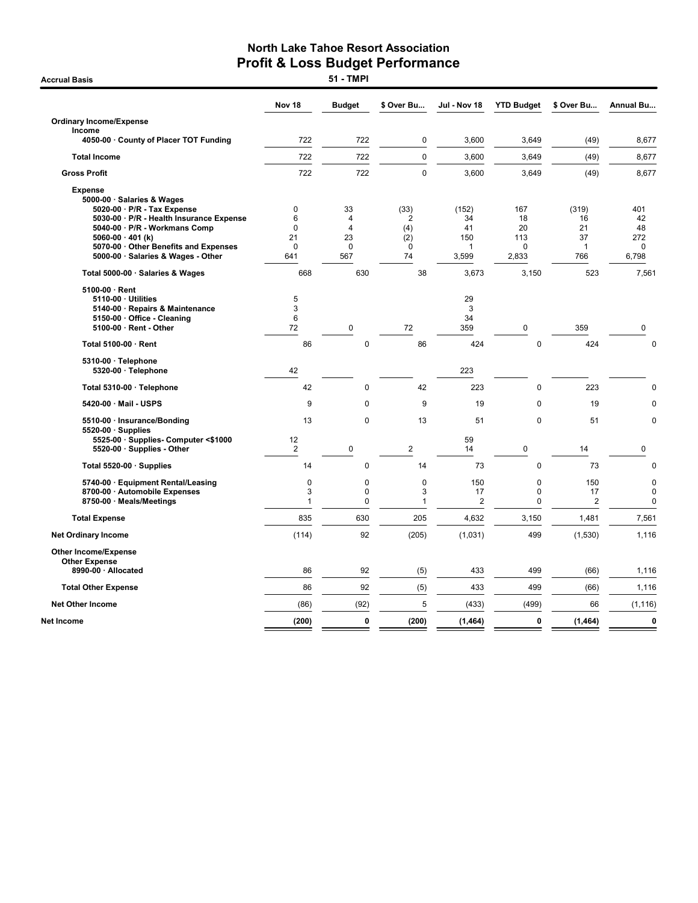# North Lake Tahoe Resort Association
## Profit & Loss Budget Performance
### 51 - TMPI

Accrual Basis

| | Nov 18 | Budget | $ Over Bu... | Jul - Nov 18 | YTD Budget | $ Over Bu... | Annual Bu... |
|---|---|---|---|---|---|---|---|
| **Ordinary Income/Expense** | | | | | | | |
| **Income** | | | | | | | |
| 4050-00 · County of Placer TOT Funding | 722 | 722 | 0 | 3,600 | 3,649 | (49) | 8,677 |
| **Total Income** | 722 | 722 | 0 | 3,600 | 3,649 | (49) | 8,677 |
| **Gross Profit** | 722 | 722 | 0 | 3,600 | 3,649 | (49) | 8,677 |
| **Expense** | | | | | | | |
| 5000-00 · Salaries & Wages | | | | | | | |
| 5020-00 · P/R - Tax Expense | 0 | 33 | (33) | (152) | 167 | (319) | 401 |
| 5030-00 · P/R - Health Insurance Expense | 6 | 4 | 2 | 34 | 18 | 16 | 42 |
| 5040-00 · P/R - Workmans Comp | 0 | 4 | (4) | 41 | 20 | 21 | 48 |
| 5060-00 · 401 (k) | 21 | 23 | (2) | 150 | 113 | 37 | 272 |
| 5070-00 · Other Benefits and Expenses | 0 | 0 | 0 | 1 | 0 | 1 | 0 |
| 5000-00 · Salaries & Wages - Other | 641 | 567 | 74 | 3,599 | 2,833 | 766 | 6,798 |
| **Total 5000-00 · Salaries & Wages** | 668 | 630 | 38 | 3,673 | 3,150 | 523 | 7,561 |
| 5100-00 · Rent | | | | | | | |
| 5110-00 · Utilities | 5 | | | 29 | | | |
| 5140-00 · Repairs & Maintenance | 3 | | | 3 | | | |
| 5150-00 · Office - Cleaning | 6 | | | 34 | | | |
| 5100-00 · Rent - Other | 72 | 0 | 72 | 359 | 0 | 359 | 0 |
| **Total 5100-00 · Rent** | 86 | 0 | 86 | 424 | 0 | 424 | 0 |
| 5310-00 · Telephone | | | | | | | |
| 5320-00 · Telephone | 42 | | | 223 | | | |
| **Total 5310-00 · Telephone** | 42 | 0 | 42 | 223 | 0 | 223 | 0 |
| 5420-00 · Mail - USPS | 9 | 0 | 9 | 19 | 0 | 19 | 0 |
| 5510-00 · Insurance/Bonding | 13 | 0 | 13 | 51 | 0 | 51 | 0 |
| 5520-00 · Supplies | | | | | | | |
| 5525-00 · Supplies- Computer <$1000 | 12 | | | 59 | | | |
| 5520-00 · Supplies - Other | 2 | 0 | 2 | 14 | 0 | 14 | 0 |
| **Total 5520-00 · Supplies** | 14 | 0 | 14 | 73 | 0 | 73 | 0 |
| 5740-00 · Equipment Rental/Leasing | 0 | 0 | 0 | 150 | 0 | 150 | 0 |
| 8700-00 · Automobile Expenses | 3 | 0 | 3 | 17 | 0 | 17 | 0 |
| 8750-00 · Meals/Meetings | 1 | 0 | 1 | 2 | 0 | 2 | 0 |
| **Total Expense** | 835 | 630 | 205 | 4,632 | 3,150 | 1,481 | 7,561 |
| **Net Ordinary Income** | (114) | 92 | (205) | (1,031) | 499 | (1,530) | 1,116 |
| **Other Income/Expense** | | | | | | | |
| **Other Expense** | | | | | | | |
| 8990-00 · Allocated | 86 | 92 | (5) | 433 | 499 | (66) | 1,116 |
| **Total Other Expense** | 86 | 92 | (5) | 433 | 499 | (66) | 1,116 |
| **Net Other Income** | (86) | (92) | 5 | (433) | (499) | 66 | (1,116) |
| **Net Income** | **(200)** | **0** | **(200)** | **(1,464)** | **0** | **(1,464)** | **0** |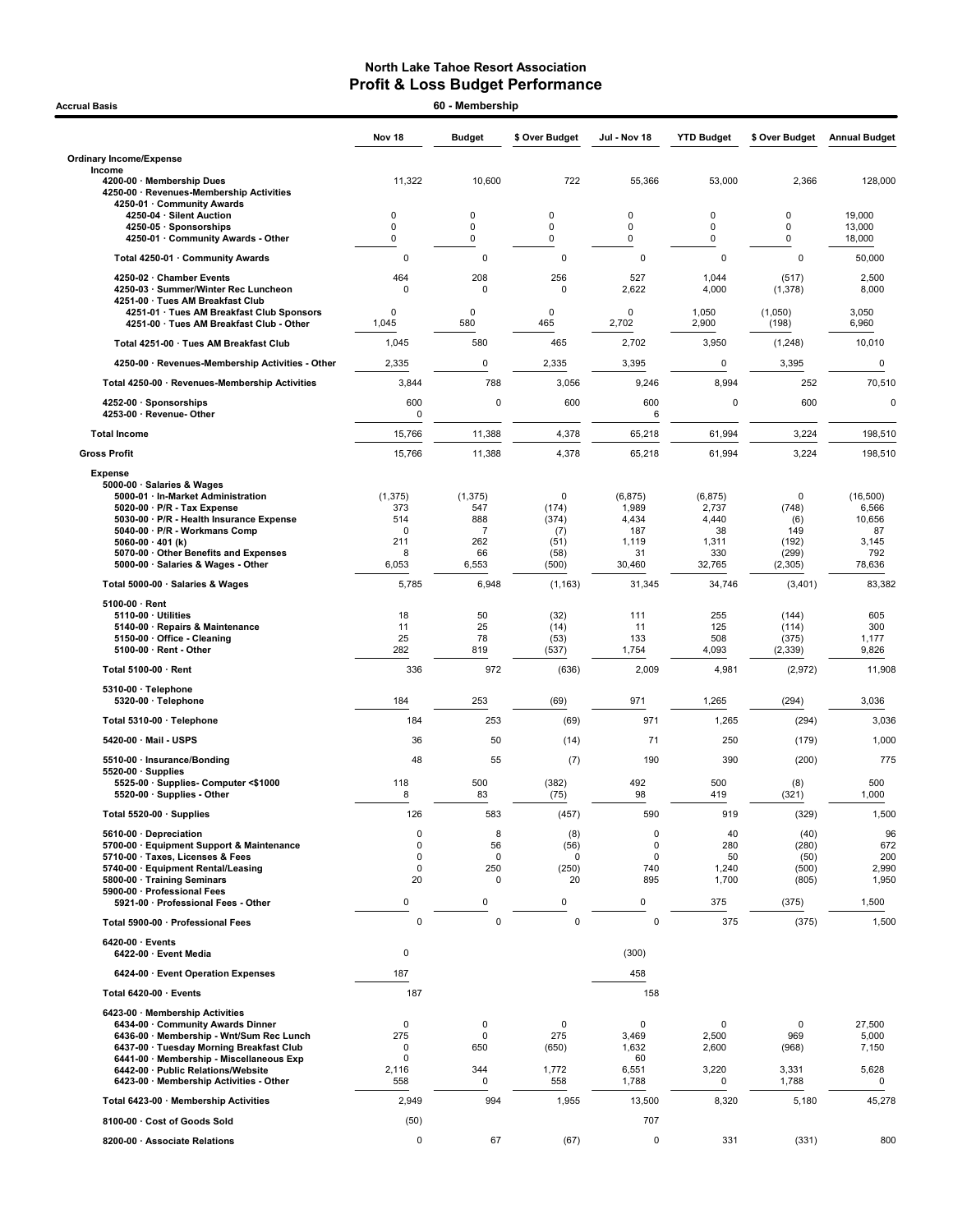# North Lake Tahoe Resort Association
## Profit & Loss Budget Performance

**Accrual Basis** — **60 - Membership**

| | Nov 18 | Budget | $ Over Budget | Jul - Nov 18 | YTD Budget | $ Over Budget | Annual Budget |
|---|---|---|---|---|---|---|---|
| **Ordinary Income/Expense** | | | | | | | |
| **Income** | | | | | | | |
| 4200-00 · Membership Dues | 11,322 | 10,600 | 722 | 55,366 | 53,000 | 2,366 | 128,000 |
| 4250-00 · Revenues-Membership Activities | | | | | | | |
| 4250-01 · Community Awards | | | | | | | |
| 4250-04 · Silent Auction | 0 | 0 | 0 | 0 | 0 | 0 | 19,000 |
| 4250-05 · Sponsorships | 0 | 0 | 0 | 0 | 0 | 0 | 13,000 |
| 4250-01 · Community Awards - Other | 0 | 0 | 0 | 0 | 0 | 0 | 18,000 |
| **Total 4250-01 · Community Awards** | 0 | 0 | 0 | 0 | 0 | 0 | 50,000 |
| 4250-02 · Chamber Events | 464 | 208 | 256 | 527 | 1,044 | (517) | 2,500 |
| 4250-03 · Summer/Winter Rec Luncheon | 0 | 0 | 0 | 2,622 | 4,000 | (1,378) | 8,000 |
| 4251-00 · Tues AM Breakfast Club | | | | | | | |
| 4251-01 · Tues AM Breakfast Club Sponsors | 0 | 0 | 0 | 0 | 1,050 | (1,050) | 3,050 |
| 4251-00 · Tues AM Breakfast Club - Other | 1,045 | 580 | 465 | 2,702 | 2,900 | (198) | 6,960 |
| **Total 4251-00 · Tues AM Breakfast Club** | 1,045 | 580 | 465 | 2,702 | 3,950 | (1,248) | 10,010 |
| 4250-00 · Revenues-Membership Activities - Other | 2,335 | 0 | 2,335 | 3,395 | 0 | 3,395 | 0 |
| **Total 4250-00 · Revenues-Membership Activities** | 3,844 | 788 | 3,056 | 9,246 | 8,994 | 252 | 70,510 |
| 4252-00 · Sponsorships | 600 | 0 | 600 | 600 | 0 | 600 | 0 |
| 4253-00 · Revenue- Other | 0 | | | 6 | | | |
| **Total Income** | 15,766 | 11,388 | 4,378 | 65,218 | 61,994 | 3,224 | 198,510 |
| **Gross Profit** | 15,766 | 11,388 | 4,378 | 65,218 | 61,994 | 3,224 | 198,510 |
| **Expense** | | | | | | | |
| 5000-00 · Salaries & Wages | | | | | | | |
| 5000-01 · In-Market Administration | (1,375) | (1,375) | 0 | (6,875) | (6,875) | 0 | (16,500) |
| 5020-00 · P/R - Tax Expense | 373 | 547 | (174) | 1,989 | 2,737 | (748) | 6,566 |
| 5030-00 · P/R - Health Insurance Expense | 514 | 888 | (374) | 4,434 | 4,440 | (6) | 10,656 |
| 5040-00 · P/R - Workmans Comp | 0 | 7 | (7) | 187 | 38 | 149 | 87 |
| 5060-00 · 401 (k) | 211 | 262 | (51) | 1,119 | 1,311 | (192) | 3,145 |
| 5070-00 · Other Benefits and Expenses | 8 | 66 | (58) | 31 | 330 | (299) | 792 |
| 5000-00 · Salaries & Wages - Other | 6,053 | 6,553 | (500) | 30,460 | 32,765 | (2,305) | 78,636 |
| **Total 5000-00 · Salaries & Wages** | 5,785 | 6,948 | (1,163) | 31,345 | 34,746 | (3,401) | 83,382 |
| 5100-00 · Rent | | | | | | | |
| 5110-00 · Utilities | 18 | 50 | (32) | 111 | 255 | (144) | 605 |
| 5140-00 · Repairs & Maintenance | 11 | 25 | (14) | 11 | 125 | (114) | 300 |
| 5150-00 · Office - Cleaning | 25 | 78 | (53) | 133 | 508 | (375) | 1,177 |
| 5100-00 · Rent - Other | 282 | 819 | (537) | 1,754 | 4,093 | (2,339) | 9,826 |
| **Total 5100-00 · Rent** | 336 | 972 | (636) | 2,009 | 4,981 | (2,972) | 11,908 |
| 5310-00 · Telephone | | | | | | | |
| 5320-00 · Telephone | 184 | 253 | (69) | 971 | 1,265 | (294) | 3,036 |
| **Total 5310-00 · Telephone** | 184 | 253 | (69) | 971 | 1,265 | (294) | 3,036 |
| 5420-00 · Mail - USPS | 36 | 50 | (14) | 71 | 250 | (179) | 1,000 |
| 5510-00 · Insurance/Bonding | 48 | 55 | (7) | 190 | 390 | (200) | 775 |
| 5520-00 · Supplies | | | | | | | |
| 5525-00 · Supplies- Computer <$1000 | 118 | 500 | (382) | 492 | 500 | (8) | 500 |
| 5520-00 · Supplies - Other | 8 | 83 | (75) | 98 | 419 | (321) | 1,000 |
| **Total 5520-00 · Supplies** | 126 | 583 | (457) | 590 | 919 | (329) | 1,500 |
| 5610-00 · Depreciation | 0 | 8 | (8) | 0 | 40 | (40) | 96 |
| 5700-00 · Equipment Support & Maintenance | 0 | 56 | (56) | 0 | 280 | (280) | 672 |
| 5710-00 · Taxes, Licenses & Fees | 0 | 0 | 0 | 0 | 50 | (50) | 200 |
| 5740-00 · Equipment Rental/Leasing | 0 | 250 | (250) | 740 | 1,240 | (500) | 2,990 |
| 5800-00 · Training Seminars | 20 | 0 | 20 | 895 | 1,700 | (805) | 1,950 |
| 5900-00 · Professional Fees | | | | | | | |
| 5921-00 · Professional Fees - Other | 0 | 0 | 0 | 0 | 375 | (375) | 1,500 |
| **Total 5900-00 · Professional Fees** | 0 | 0 | 0 | 0 | 375 | (375) | 1,500 |
| 6420-00 · Events | | | | | | | |
| 6422-00 · Event Media | 0 | | | (300) | | | |
| 6424-00 · Event Operation Expenses | 187 | | | 458 | | | |
| **Total 6420-00 · Events** | 187 | | | 158 | | | |
| 6423-00 · Membership Activities | | | | | | | |
| 6434-00 · Community Awards Dinner | 0 | 0 | 0 | 0 | 0 | 0 | 27,500 |
| 6436-00 · Membership - Wnt/Sum Rec Lunch | 275 | 0 | 275 | 3,469 | 2,500 | 969 | 5,000 |
| 6437-00 · Tuesday Morning Breakfast Club | 0 | 650 | (650) | 1,632 | 2,600 | (968) | 7,150 |
| 6441-00 · Membership - Miscellaneous Exp | 0 | | | 60 | | | |
| 6442-00 · Public Relations/Website | 2,116 | 344 | 1,772 | 6,551 | 3,220 | 3,331 | 5,628 |
| 6423-00 · Membership Activities - Other | 558 | 0 | 558 | 1,788 | 0 | 1,788 | 0 |
| **Total 6423-00 · Membership Activities** | 2,949 | 994 | 1,955 | 13,500 | 8,320 | 5,180 | 45,278 |
| 8100-00 · Cost of Goods Sold | (50) | | | 707 | | | |
| 8200-00 · Associate Relations | 0 | 67 | (67) | 0 | 331 | (331) | 800 |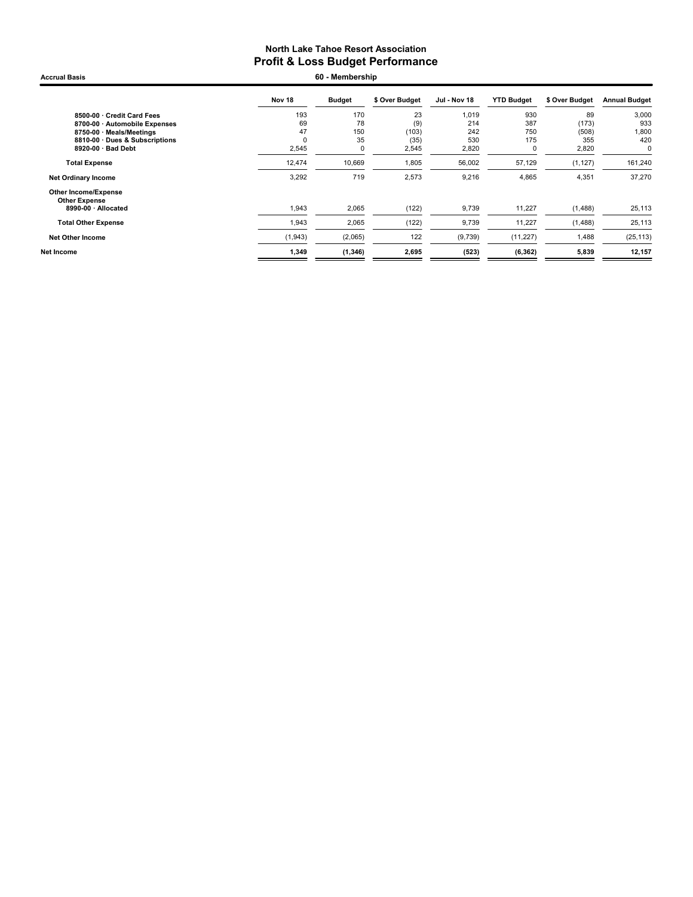# North Lake Tahoe Resort Association
## Profit & Loss Budget Performance

Accrual Basis

60 - Membership

| | Nov 18 | Budget | $ Over Budget | Jul - Nov 18 | YTD Budget | $ Over Budget | Annual Budget |
|---|---|---|---|---|---|---|---|
| 8500-00 · Credit Card Fees | 193 | 170 | 23 | 1,019 | 930 | 89 | 3,000 |
| 8700-00 · Automobile Expenses | 69 | 78 | (9) | 214 | 387 | (173) | 933 |
| 8750-00 · Meals/Meetings | 47 | 150 | (103) | 242 | 750 | (508) | 1,800 |
| 8810-00 · Dues & Subscriptions | 0 | 35 | (35) | 530 | 175 | 355 | 420 |
| 8920-00 · Bad Debt | 2,545 | 0 | 2,545 | 2,820 | 0 | 2,820 | 0 |
| **Total Expense** | 12,474 | 10,669 | 1,805 | 56,002 | 57,129 | (1,127) | 161,240 |
| **Net Ordinary Income** | 3,292 | 719 | 2,573 | 9,216 | 4,865 | 4,351 | 37,270 |
| **Other Income/Expense** | | | | | | | |
| **Other Expense** | | | | | | | |
| 8990-00 · Allocated | 1,943 | 2,065 | (122) | 9,739 | 11,227 | (1,488) | 25,113 |
| **Total Other Expense** | 1,943 | 2,065 | (122) | 9,739 | 11,227 | (1,488) | 25,113 |
| **Net Other Income** | (1,943) | (2,065) | 122 | (9,739) | (11,227) | 1,488 | (25,113) |
| **Net Income** | **1,349** | **(1,346)** | **2,695** | **(523)** | **(6,362)** | **5,839** | **12,157** |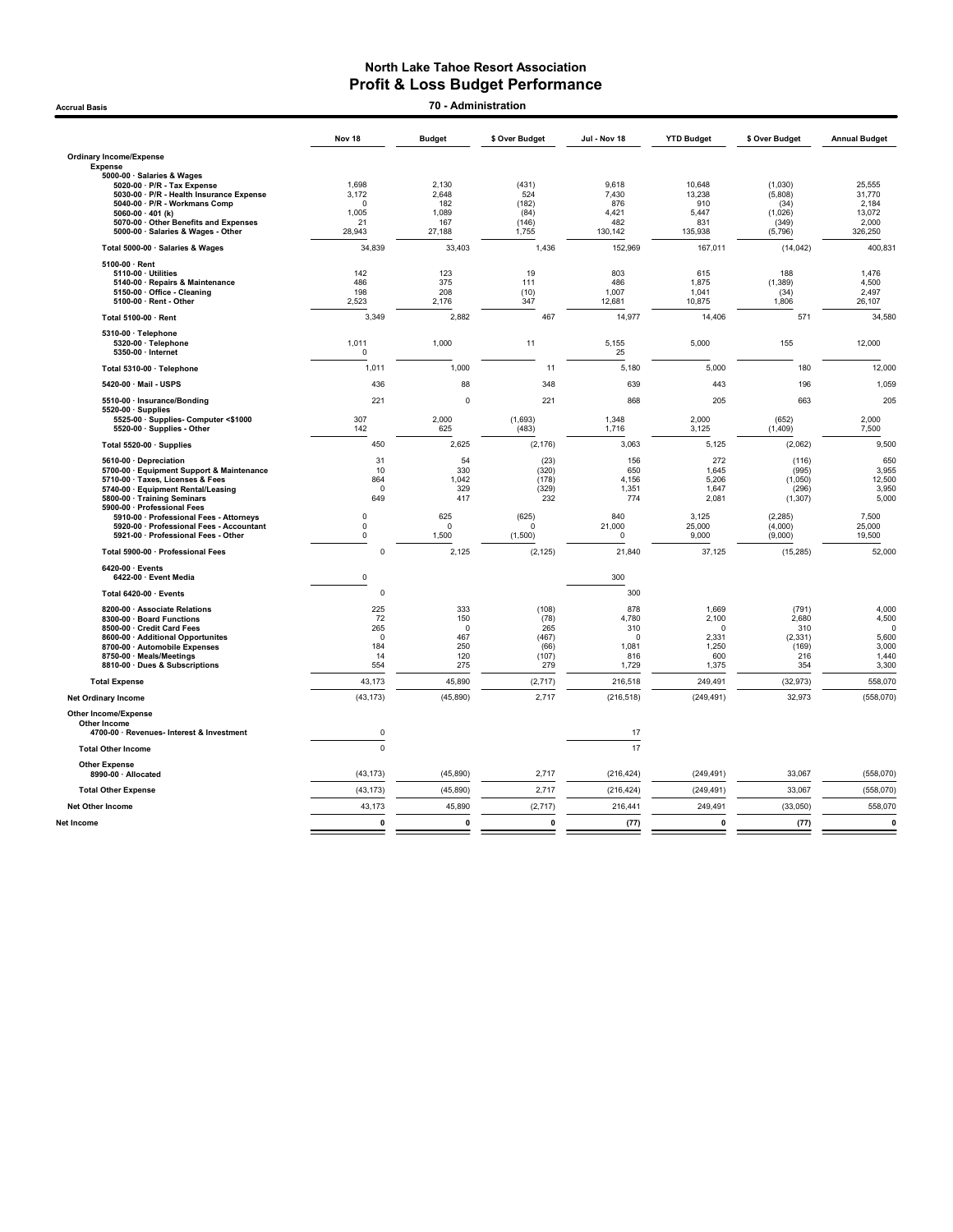# North Lake Tahoe Resort Association
## Profit & Loss Budget Performance

Accrual Basis

### 70 - Administration

| | Nov 18 | Budget | $ Over Budget | Jul - Nov 18 | YTD Budget | $ Over Budget | Annual Budget |
|---|---|---|---|---|---|---|---|
| **Ordinary Income/Expense** | | | | | | | |
| **Expense** | | | | | | | |
| 5000-00 · Salaries & Wages | | | | | | | |
| 5020-00 · P/R - Tax Expense | 1,698 | 2,130 | (431) | 9,618 | 10,648 | (1,030) | 25,555 |
| 5030-00 · P/R - Health Insurance Expense | 3,172 | 2,648 | 524 | 7,430 | 13,238 | (5,808) | 31,770 |
| 5040-00 · P/R - Workmans Comp | 0 | 182 | (182) | 876 | 910 | (34) | 2,184 |
| 5060-00 · 401 (k) | 1,005 | 1,089 | (84) | 4,421 | 5,447 | (1,026) | 13,072 |
| 5070-00 · Other Benefits and Expenses | 21 | 167 | (146) | 482 | 831 | (349) | 2,000 |
| 5000-00 · Salaries & Wages - Other | 28,943 | 27,188 | 1,755 | 130,142 | 135,938 | (5,796) | 326,250 |
| Total 5000-00 · Salaries & Wages | 34,839 | 33,403 | 1,436 | 152,969 | 167,011 | (14,042) | 400,831 |
| 5100-00 · Rent | | | | | | | |
| 5110-00 · Utilities | 142 | 123 | 19 | 803 | 615 | 188 | 1,476 |
| 5140-00 · Repairs & Maintenance | 486 | 375 | 111 | 486 | 1,875 | (1,389) | 4,500 |
| 5150-00 · Office - Cleaning | 198 | 208 | (10) | 1,007 | 1,041 | (34) | 2,497 |
| 5100-00 · Rent - Other | 2,523 | 2,176 | 347 | 12,681 | 10,875 | 1,806 | 26,107 |
| Total 5100-00 · Rent | 3,349 | 2,882 | 467 | 14,977 | 14,406 | 571 | 34,580 |
| 5310-00 · Telephone | | | | | | | |
| 5320-00 · Telephone | 1,011 | 1,000 | 11 | 5,155 | 5,000 | 155 | 12,000 |
| 5350-00 · Internet | 0 | | | 25 | | | |
| Total 5310-00 · Telephone | 1,011 | 1,000 | 11 | 5,180 | 5,000 | 180 | 12,000 |
| 5420-00 · Mail - USPS | 436 | 88 | 348 | 639 | 443 | 196 | 1,059 |
| 5510-00 · Insurance/Bonding | 221 | 0 | 221 | 868 | 205 | 663 | 205 |
| 5520-00 · Supplies | | | | | | | |
| 5525-00 · Supplies- Computer <$1000 | 307 | 2,000 | (1,693) | 1,348 | 2,000 | (652) | 2,000 |
| 5520-00 · Supplies - Other | 142 | 625 | (483) | 1,716 | 3,125 | (1,409) | 7,500 |
| Total 5520-00 · Supplies | 450 | 2,625 | (2,176) | 3,063 | 5,125 | (2,062) | 9,500 |
| 5610-00 · Depreciation | 31 | 54 | (23) | 156 | 272 | (116) | 650 |
| 5700-00 · Equipment Support & Maintenance | 10 | 330 | (320) | 650 | 1,645 | (995) | 3,955 |
| 5710-00 · Taxes, Licenses & Fees | 864 | 1,042 | (178) | 4,156 | 5,206 | (1,050) | 12,500 |
| 5740-00 · Equipment Rental/Leasing | 0 | 329 | (329) | 1,351 | 1,647 | (296) | 3,950 |
| 5800-00 · Training Seminars | 649 | 417 | 232 | 774 | 2,081 | (1,307) | 5,000 |
| 5900-00 · Professional Fees | | | | | | | |
| 5910-00 · Professional Fees - Attorneys | 0 | 625 | (625) | 840 | 3,125 | (2,285) | 7,500 |
| 5920-00 · Professional Fees - Accountant | 0 | 0 | 0 | 21,000 | 25,000 | (4,000) | 25,000 |
| 5921-00 · Professional Fees - Other | 0 | 1,500 | (1,500) | 0 | 9,000 | (9,000) | 19,500 |
| Total 5900-00 · Professional Fees | 0 | 2,125 | (2,125) | 21,840 | 37,125 | (15,285) | 52,000 |
| 6420-00 · Events | | | | | | | |
| 6422-00 · Event Media | 0 | | | 300 | | | |
| Total 6420-00 · Events | 0 | | | 300 | | | |
| 8200-00 · Associate Relations | 225 | 333 | (108) | 878 | 1,669 | (791) | 4,000 |
| 8300-00 · Board Functions | 72 | 150 | (78) | 4,780 | 2,100 | 2,680 | 4,500 |
| 8500-00 · Credit Card Fees | 265 | 0 | 265 | 310 | 0 | 310 | 0 |
| 8600-00 · Additional Opportunites | 0 | 467 | (467) | 0 | 2,331 | (2,331) | 5,600 |
| 8700-00 · Automobile Expenses | 184 | 250 | (66) | 1,081 | 1,250 | (169) | 3,000 |
| 8750-00 · Meals/Meetings | 14 | 120 | (107) | 816 | 600 | 216 | 1,440 |
| 8810-00 · Dues & Subscriptions | 554 | 275 | 279 | 1,729 | 1,375 | 354 | 3,300 |
| **Total Expense** | 43,173 | 45,890 | (2,717) | 216,518 | 249,491 | (32,973) | 558,070 |
| **Net Ordinary Income** | (43,173) | (45,890) | 2,717 | (216,518) | (249,491) | 32,973 | (558,070) |
| **Other Income/Expense** | | | | | | | |
| **Other Income** | | | | | | | |
| 4700-00 · Revenues- Interest & Investment | 0 | | | 17 | | | |
| **Total Other Income** | 0 | | | 17 | | | |
| **Other Expense** | | | | | | | |
| 8990-00 · Allocated | (43,173) | (45,890) | 2,717 | (216,424) | (249,491) | 33,067 | (558,070) |
| **Total Other Expense** | (43,173) | (45,890) | 2,717 | (216,424) | (249,491) | 33,067 | (558,070) |
| **Net Other Income** | 43,173 | 45,890 | (2,717) | 216,441 | 249,491 | (33,050) | 558,070 |
| **Net Income** | **0** | **0** | **0** | **(77)** | **0** | **(77)** | **0** |